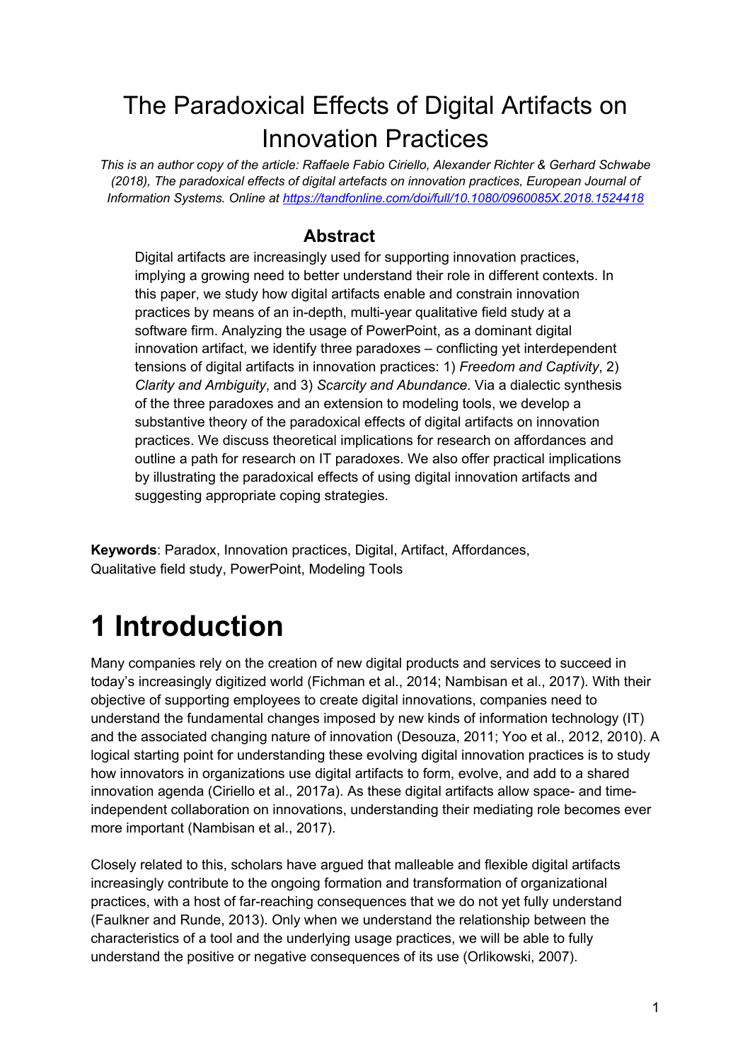# The Paradoxical Effects of Digital Artifacts on Innovation Practices

*This is an author copy of the article: Raffaele Fabio Ciriello, Alexander Richter & Gerhard Schwabe (2018), The paradoxical effects of digital artefacts on innovation practices, European Journal of Information Systems. Online at [https://tandfonline.com/doi/full/10.1080/0960085X.2018.1524418](https://tandfonline.com/doi/full/10.1080/0960085X.2018.1524418)*

## Abstract

Digital artifacts are increasingly used for supporting innovation practices, implying a growing need to better understand their role in different contexts. In this paper, we study how digital artifacts enable and constrain innovation practices by means of an in-depth, multi-year qualitative field study at a software firm. Analyzing the usage of PowerPoint, as a dominant digital innovation artifact, we identify three paradoxes – conflicting yet interdependent tensions of digital artifacts in innovation practices: 1) *Freedom and Captivity*, 2) *Clarity and Ambiguity*, and 3) *Scarcity and Abundance*. Via a dialectic synthesis of the three paradoxes and an extension to modeling tools, we develop a substantive theory of the paradoxical effects of digital artifacts on innovation practices. We discuss theoretical implications for research on affordances and outline a path for research on IT paradoxes. We also offer practical implications by illustrating the paradoxical effects of using digital innovation artifacts and suggesting appropriate coping strategies.

**Keywords**: Paradox, Innovation practices, Digital, Artifact, Affordances, Qualitative field study, PowerPoint, Modeling Tools

# 1 Introduction

Many companies rely on the creation of new digital products and services to succeed in today's increasingly digitized world (Fichman et al., 2014; Nambisan et al., 2017). With their objective of supporting employees to create digital innovations, companies need to understand the fundamental changes imposed by new kinds of information technology (IT) and the associated changing nature of innovation (Desouza, 2011; Yoo et al., 2012, 2010). A logical starting point for understanding these evolving digital innovation practices is to study how innovators in organizations use digital artifacts to form, evolve, and add to a shared innovation agenda (Ciriello et al., 2017a). As these digital artifacts allow space- and time-independent collaboration on innovations, understanding their mediating role becomes ever more important (Nambisan et al., 2017).

Closely related to this, scholars have argued that malleable and flexible digital artifacts increasingly contribute to the ongoing formation and transformation of organizational practices, with a host of far-reaching consequences that we do not yet fully understand (Faulkner and Runde, 2013). Only when we understand the relationship between the characteristics of a tool and the underlying usage practices, we will be able to fully understand the positive or negative consequences of its use (Orlikowski, 2007).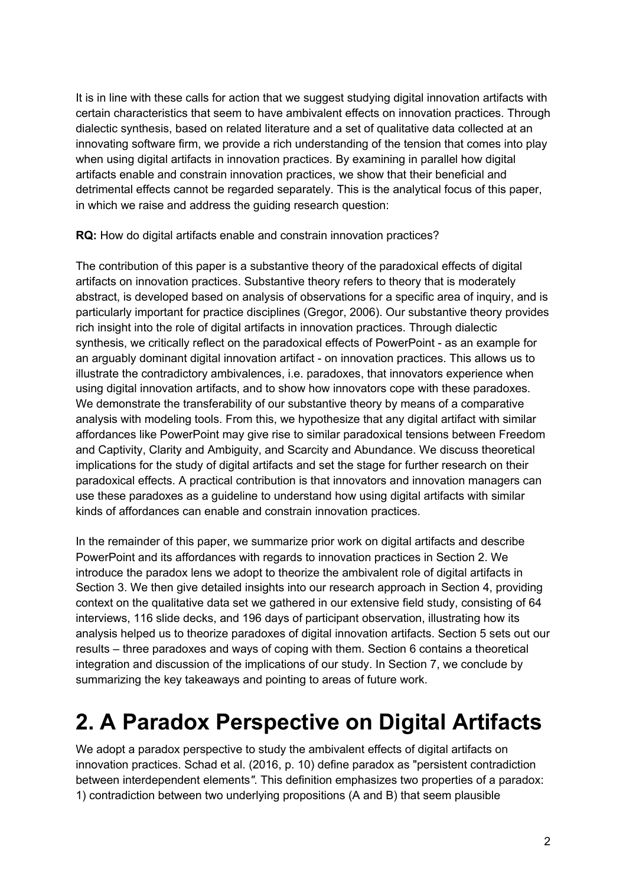It is in line with these calls for action that we suggest studying digital innovation artifacts with certain characteristics that seem to have ambivalent effects on innovation practices. Through dialectic synthesis, based on related literature and a set of qualitative data collected at an innovating software firm, we provide a rich understanding of the tension that comes into play when using digital artifacts in innovation practices. By examining in parallel how digital artifacts enable and constrain innovation practices, we show that their beneficial and detrimental effects cannot be regarded separately. This is the analytical focus of this paper, in which we raise and address the guiding research question:

**RQ:** How do digital artifacts enable and constrain innovation practices?

The contribution of this paper is a substantive theory of the paradoxical effects of digital artifacts on innovation practices. Substantive theory refers to theory that is moderately abstract, is developed based on analysis of observations for a specific area of inquiry, and is particularly important for practice disciplines (Gregor, 2006). Our substantive theory provides rich insight into the role of digital artifacts in innovation practices. Through dialectic synthesis, we critically reflect on the paradoxical effects of PowerPoint - as an example for an arguably dominant digital innovation artifact - on innovation practices. This allows us to illustrate the contradictory ambivalences, i.e. paradoxes, that innovators experience when using digital innovation artifacts, and to show how innovators cope with these paradoxes. We demonstrate the transferability of our substantive theory by means of a comparative analysis with modeling tools. From this, we hypothesize that any digital artifact with similar affordances like PowerPoint may give rise to similar paradoxical tensions between Freedom and Captivity, Clarity and Ambiguity, and Scarcity and Abundance. We discuss theoretical implications for the study of digital artifacts and set the stage for further research on their paradoxical effects. A practical contribution is that innovators and innovation managers can use these paradoxes as a guideline to understand how using digital artifacts with similar kinds of affordances can enable and constrain innovation practices.

In the remainder of this paper, we summarize prior work on digital artifacts and describe PowerPoint and its affordances with regards to innovation practices in Section 2. We introduce the paradox lens we adopt to theorize the ambivalent role of digital artifacts in Section 3. We then give detailed insights into our research approach in Section 4, providing context on the qualitative data set we gathered in our extensive field study, consisting of 64 interviews, 116 slide decks, and 196 days of participant observation, illustrating how its analysis helped us to theorize paradoxes of digital innovation artifacts. Section 5 sets out our results – three paradoxes and ways of coping with them. Section 6 contains a theoretical integration and discussion of the implications of our study. In Section 7, we conclude by summarizing the key takeaways and pointing to areas of future work.

# 2. A Paradox Perspective on Digital Artifacts

We adopt a paradox perspective to study the ambivalent effects of digital artifacts on innovation practices. Schad et al. (2016, p. 10) define paradox as "persistent contradiction between interdependent elements". This definition emphasizes two properties of a paradox: 1) contradiction between two underlying propositions (A and B) that seem plausible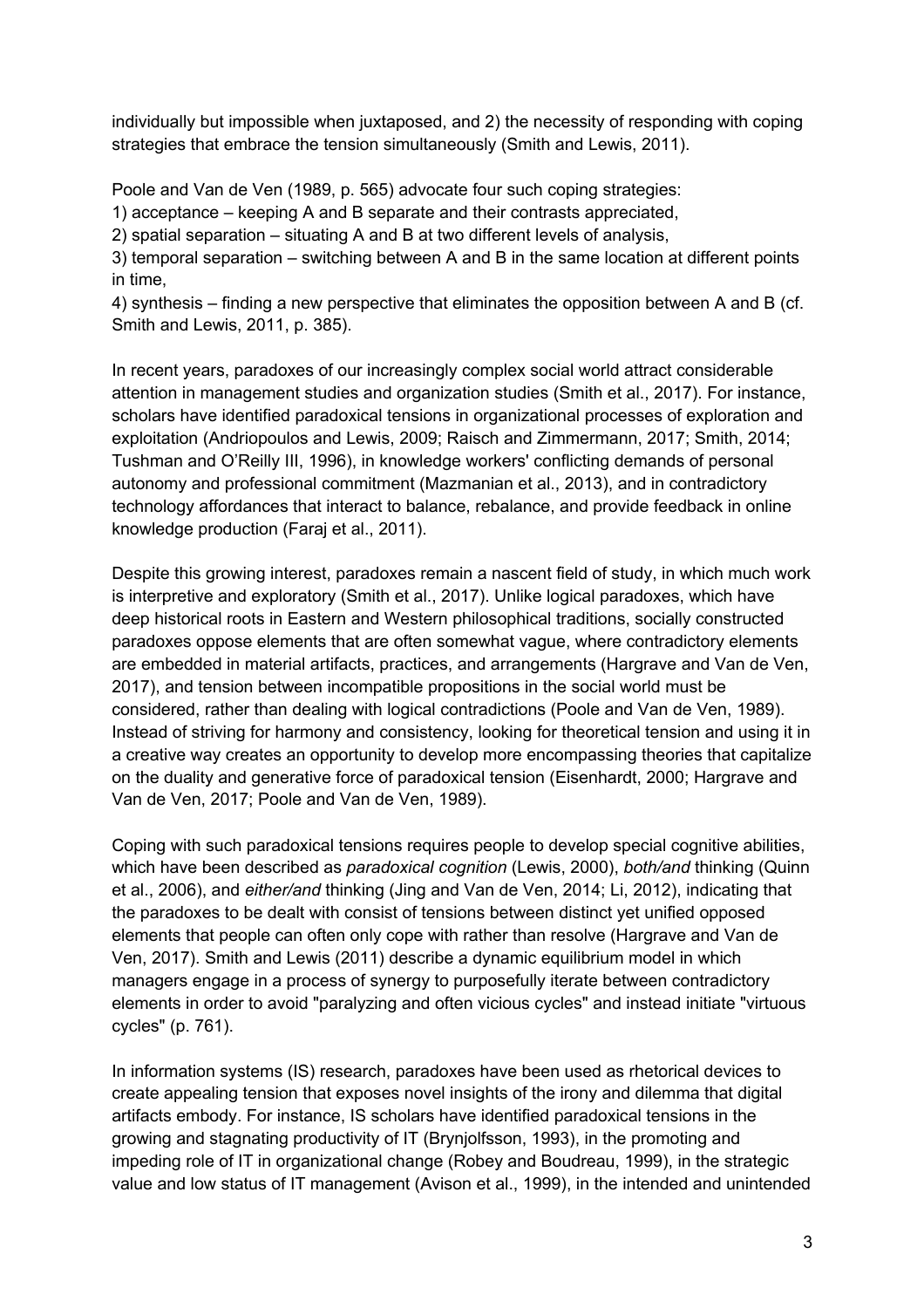individually but impossible when juxtaposed, and 2) the necessity of responding with coping strategies that embrace the tension simultaneously (Smith and Lewis, 2011).

Poole and Van de Ven (1989, p. 565) advocate four such coping strategies:
1) acceptance – keeping A and B separate and their contrasts appreciated,
2) spatial separation – situating A and B at two different levels of analysis,
3) temporal separation – switching between A and B in the same location at different points in time,
4) synthesis – finding a new perspective that eliminates the opposition between A and B (cf. Smith and Lewis, 2011, p. 385).

In recent years, paradoxes of our increasingly complex social world attract considerable attention in management studies and organization studies (Smith et al., 2017). For instance, scholars have identified paradoxical tensions in organizational processes of exploration and exploitation (Andriopoulos and Lewis, 2009; Raisch and Zimmermann, 2017; Smith, 2014; Tushman and O'Reilly III, 1996), in knowledge workers' conflicting demands of personal autonomy and professional commitment (Mazmanian et al., 2013), and in contradictory technology affordances that interact to balance, rebalance, and provide feedback in online knowledge production (Faraj et al., 2011).

Despite this growing interest, paradoxes remain a nascent field of study, in which much work is interpretive and exploratory (Smith et al., 2017). Unlike logical paradoxes, which have deep historical roots in Eastern and Western philosophical traditions, socially constructed paradoxes oppose elements that are often somewhat vague, where contradictory elements are embedded in material artifacts, practices, and arrangements (Hargrave and Van de Ven, 2017), and tension between incompatible propositions in the social world must be considered, rather than dealing with logical contradictions (Poole and Van de Ven, 1989). Instead of striving for harmony and consistency, looking for theoretical tension and using it in a creative way creates an opportunity to develop more encompassing theories that capitalize on the duality and generative force of paradoxical tension (Eisenhardt, 2000; Hargrave and Van de Ven, 2017; Poole and Van de Ven, 1989).

Coping with such paradoxical tensions requires people to develop special cognitive abilities, which have been described as *paradoxical cognition* (Lewis, 2000), *both/and* thinking (Quinn et al., 2006), and *either/and* thinking (Jing and Van de Ven, 2014; Li, 2012), indicating that the paradoxes to be dealt with consist of tensions between distinct yet unified opposed elements that people can often only cope with rather than resolve (Hargrave and Van de Ven, 2017). Smith and Lewis (2011) describe a dynamic equilibrium model in which managers engage in a process of synergy to purposefully iterate between contradictory elements in order to avoid "paralyzing and often vicious cycles" and instead initiate "virtuous cycles" (p. 761).

In information systems (IS) research, paradoxes have been used as rhetorical devices to create appealing tension that exposes novel insights of the irony and dilemma that digital artifacts embody. For instance, IS scholars have identified paradoxical tensions in the growing and stagnating productivity of IT (Brynjolfsson, 1993), in the promoting and impeding role of IT in organizational change (Robey and Boudreau, 1999), in the strategic value and low status of IT management (Avison et al., 1999), in the intended and unintended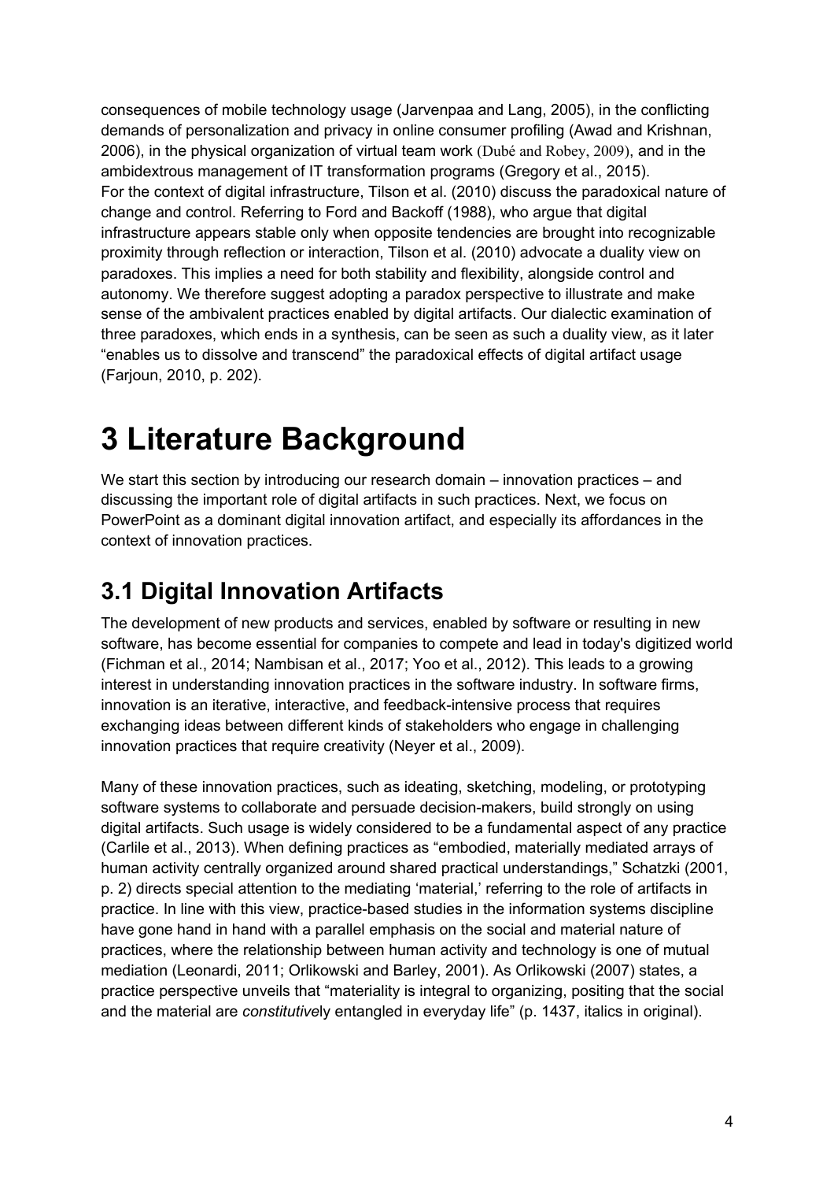consequences of mobile technology usage (Jarvenpaa and Lang, 2005), in the conflicting demands of personalization and privacy in online consumer profiling (Awad and Krishnan, 2006), in the physical organization of virtual team work (Dubé and Robey, 2009), and in the ambidextrous management of IT transformation programs (Gregory et al., 2015). For the context of digital infrastructure, Tilson et al. (2010) discuss the paradoxical nature of change and control. Referring to Ford and Backoff (1988), who argue that digital infrastructure appears stable only when opposite tendencies are brought into recognizable proximity through reflection or interaction, Tilson et al. (2010) advocate a duality view on paradoxes. This implies a need for both stability and flexibility, alongside control and autonomy. We therefore suggest adopting a paradox perspective to illustrate and make sense of the ambivalent practices enabled by digital artifacts. Our dialectic examination of three paradoxes, which ends in a synthesis, can be seen as such a duality view, as it later "enables us to dissolve and transcend" the paradoxical effects of digital artifact usage (Farjoun, 2010, p. 202).

# 3 Literature Background

We start this section by introducing our research domain – innovation practices – and discussing the important role of digital artifacts in such practices. Next, we focus on PowerPoint as a dominant digital innovation artifact, and especially its affordances in the context of innovation practices.

## 3.1 Digital Innovation Artifacts

The development of new products and services, enabled by software or resulting in new software, has become essential for companies to compete and lead in today's digitized world (Fichman et al., 2014; Nambisan et al., 2017; Yoo et al., 2012). This leads to a growing interest in understanding innovation practices in the software industry. In software firms, innovation is an iterative, interactive, and feedback-intensive process that requires exchanging ideas between different kinds of stakeholders who engage in challenging innovation practices that require creativity (Neyer et al., 2009).

Many of these innovation practices, such as ideating, sketching, modeling, or prototyping software systems to collaborate and persuade decision-makers, build strongly on using digital artifacts. Such usage is widely considered to be a fundamental aspect of any practice (Carlile et al., 2013). When defining practices as "embodied, materially mediated arrays of human activity centrally organized around shared practical understandings," Schatzki (2001, p. 2) directs special attention to the mediating 'material,' referring to the role of artifacts in practice. In line with this view, practice-based studies in the information systems discipline have gone hand in hand with a parallel emphasis on the social and material nature of practices, where the relationship between human activity and technology is one of mutual mediation (Leonardi, 2011; Orlikowski and Barley, 2001). As Orlikowski (2007) states, a practice perspective unveils that "materiality is integral to organizing, positing that the social and the material are *constitutive*ly entangled in everyday life" (p. 1437, italics in original).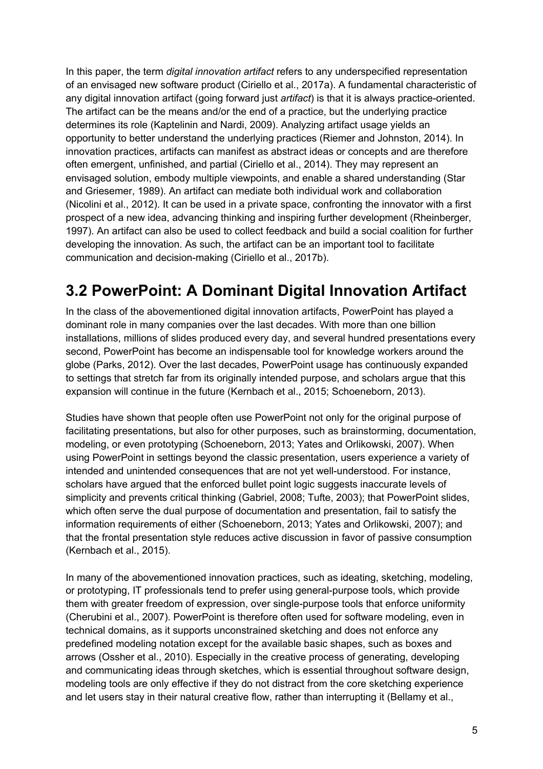In this paper, the term *digital innovation artifact* refers to any underspecified representation of an envisaged new software product (Ciriello et al., 2017a). A fundamental characteristic of any digital innovation artifact (going forward just *artifact*) is that it is always practice-oriented. The artifact can be the means and/or the end of a practice, but the underlying practice determines its role (Kaptelinin and Nardi, 2009). Analyzing artifact usage yields an opportunity to better understand the underlying practices (Riemer and Johnston, 2014). In innovation practices, artifacts can manifest as abstract ideas or concepts and are therefore often emergent, unfinished, and partial (Ciriello et al., 2014). They may represent an envisaged solution, embody multiple viewpoints, and enable a shared understanding (Star and Griesemer, 1989). An artifact can mediate both individual work and collaboration (Nicolini et al., 2012). It can be used in a private space, confronting the innovator with a first prospect of a new idea, advancing thinking and inspiring further development (Rheinberger, 1997). An artifact can also be used to collect feedback and build a social coalition for further developing the innovation. As such, the artifact can be an important tool to facilitate communication and decision-making (Ciriello et al., 2017b).

## 3.2 PowerPoint: A Dominant Digital Innovation Artifact

In the class of the abovementioned digital innovation artifacts, PowerPoint has played a dominant role in many companies over the last decades. With more than one billion installations, millions of slides produced every day, and several hundred presentations every second, PowerPoint has become an indispensable tool for knowledge workers around the globe (Parks, 2012). Over the last decades, PowerPoint usage has continuously expanded to settings that stretch far from its originally intended purpose, and scholars argue that this expansion will continue in the future (Kernbach et al., 2015; Schoeneborn, 2013).

Studies have shown that people often use PowerPoint not only for the original purpose of facilitating presentations, but also for other purposes, such as brainstorming, documentation, modeling, or even prototyping (Schoeneborn, 2013; Yates and Orlikowski, 2007). When using PowerPoint in settings beyond the classic presentation, users experience a variety of intended and unintended consequences that are not yet well-understood. For instance, scholars have argued that the enforced bullet point logic suggests inaccurate levels of simplicity and prevents critical thinking (Gabriel, 2008; Tufte, 2003); that PowerPoint slides, which often serve the dual purpose of documentation and presentation, fail to satisfy the information requirements of either (Schoeneborn, 2013; Yates and Orlikowski, 2007); and that the frontal presentation style reduces active discussion in favor of passive consumption (Kernbach et al., 2015).

In many of the abovementioned innovation practices, such as ideating, sketching, modeling, or prototyping, IT professionals tend to prefer using general-purpose tools, which provide them with greater freedom of expression, over single-purpose tools that enforce uniformity (Cherubini et al., 2007). PowerPoint is therefore often used for software modeling, even in technical domains, as it supports unconstrained sketching and does not enforce any predefined modeling notation except for the available basic shapes, such as boxes and arrows (Ossher et al., 2010). Especially in the creative process of generating, developing and communicating ideas through sketches, which is essential throughout software design, modeling tools are only effective if they do not distract from the core sketching experience and let users stay in their natural creative flow, rather than interrupting it (Bellamy et al.,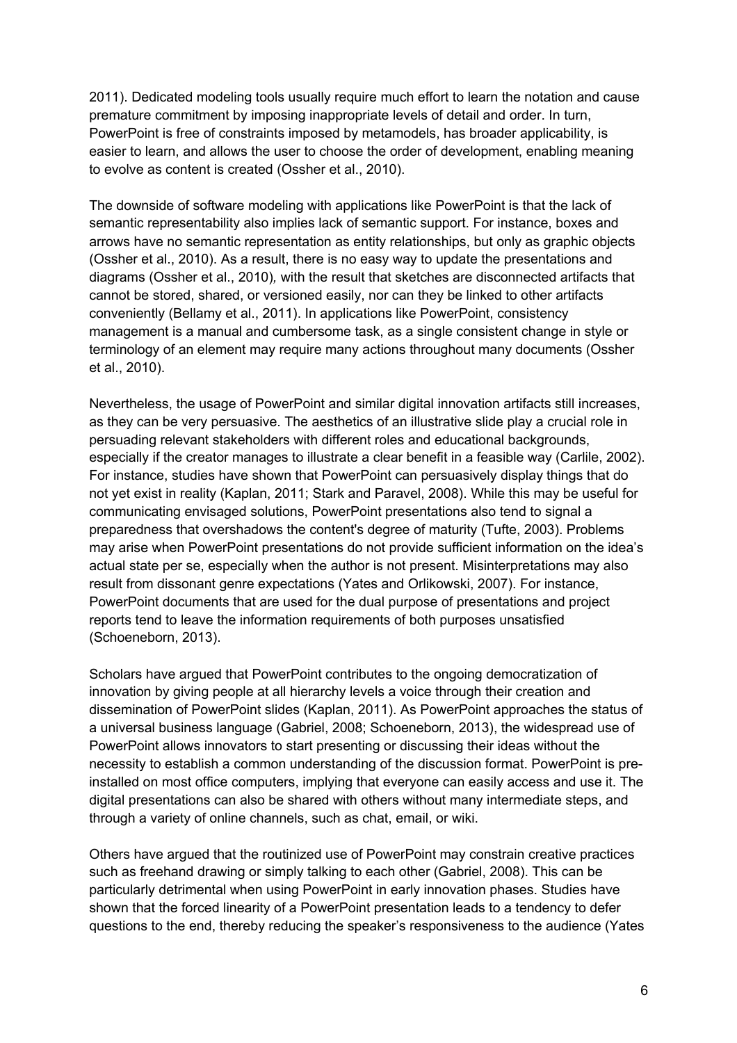2011). Dedicated modeling tools usually require much effort to learn the notation and cause premature commitment by imposing inappropriate levels of detail and order. In turn, PowerPoint is free of constraints imposed by metamodels, has broader applicability, is easier to learn, and allows the user to choose the order of development, enabling meaning to evolve as content is created (Ossher et al., 2010).

The downside of software modeling with applications like PowerPoint is that the lack of semantic representability also implies lack of semantic support. For instance, boxes and arrows have no semantic representation as entity relationships, but only as graphic objects (Ossher et al., 2010). As a result, there is no easy way to update the presentations and diagrams (Ossher et al., 2010), with the result that sketches are disconnected artifacts that cannot be stored, shared, or versioned easily, nor can they be linked to other artifacts conveniently (Bellamy et al., 2011). In applications like PowerPoint, consistency management is a manual and cumbersome task, as a single consistent change in style or terminology of an element may require many actions throughout many documents (Ossher et al., 2010).

Nevertheless, the usage of PowerPoint and similar digital innovation artifacts still increases, as they can be very persuasive. The aesthetics of an illustrative slide play a crucial role in persuading relevant stakeholders with different roles and educational backgrounds, especially if the creator manages to illustrate a clear benefit in a feasible way (Carlile, 2002). For instance, studies have shown that PowerPoint can persuasively display things that do not yet exist in reality (Kaplan, 2011; Stark and Paravel, 2008). While this may be useful for communicating envisaged solutions, PowerPoint presentations also tend to signal a preparedness that overshadows the content's degree of maturity (Tufte, 2003). Problems may arise when PowerPoint presentations do not provide sufficient information on the idea's actual state per se, especially when the author is not present. Misinterpretations may also result from dissonant genre expectations (Yates and Orlikowski, 2007). For instance, PowerPoint documents that are used for the dual purpose of presentations and project reports tend to leave the information requirements of both purposes unsatisfied (Schoeneborn, 2013).

Scholars have argued that PowerPoint contributes to the ongoing democratization of innovation by giving people at all hierarchy levels a voice through their creation and dissemination of PowerPoint slides (Kaplan, 2011). As PowerPoint approaches the status of a universal business language (Gabriel, 2008; Schoeneborn, 2013), the widespread use of PowerPoint allows innovators to start presenting or discussing their ideas without the necessity to establish a common understanding of the discussion format. PowerPoint is pre-installed on most office computers, implying that everyone can easily access and use it. The digital presentations can also be shared with others without many intermediate steps, and through a variety of online channels, such as chat, email, or wiki.

Others have argued that the routinized use of PowerPoint may constrain creative practices such as freehand drawing or simply talking to each other (Gabriel, 2008). This can be particularly detrimental when using PowerPoint in early innovation phases. Studies have shown that the forced linearity of a PowerPoint presentation leads to a tendency to defer questions to the end, thereby reducing the speaker's responsiveness to the audience (Yates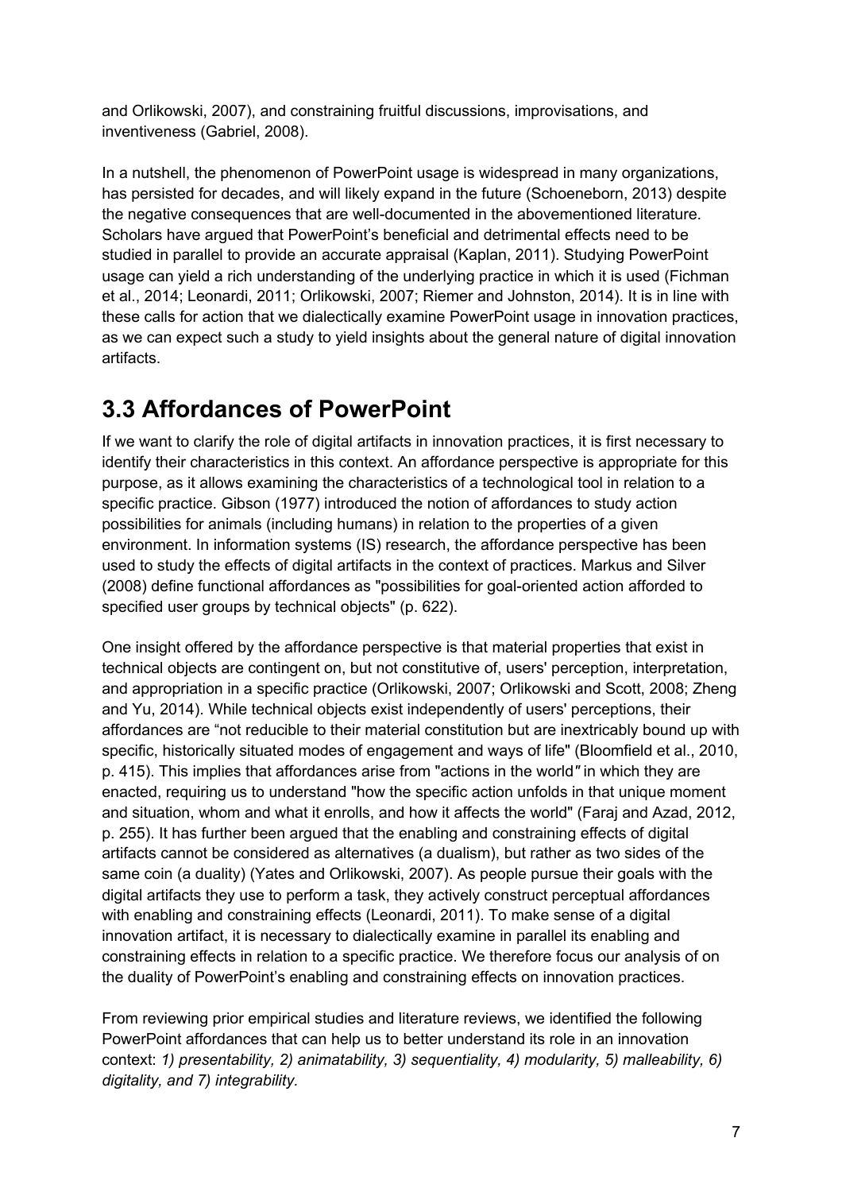and Orlikowski, 2007), and constraining fruitful discussions, improvisations, and inventiveness (Gabriel, 2008).

In a nutshell, the phenomenon of PowerPoint usage is widespread in many organizations, has persisted for decades, and will likely expand in the future (Schoeneborn, 2013) despite the negative consequences that are well-documented in the abovementioned literature. Scholars have argued that PowerPoint's beneficial and detrimental effects need to be studied in parallel to provide an accurate appraisal (Kaplan, 2011). Studying PowerPoint usage can yield a rich understanding of the underlying practice in which it is used (Fichman et al., 2014; Leonardi, 2011; Orlikowski, 2007; Riemer and Johnston, 2014). It is in line with these calls for action that we dialectically examine PowerPoint usage in innovation practices, as we can expect such a study to yield insights about the general nature of digital innovation artifacts.

## 3.3 Affordances of PowerPoint

If we want to clarify the role of digital artifacts in innovation practices, it is first necessary to identify their characteristics in this context. An affordance perspective is appropriate for this purpose, as it allows examining the characteristics of a technological tool in relation to a specific practice. Gibson (1977) introduced the notion of affordances to study action possibilities for animals (including humans) in relation to the properties of a given environment. In information systems (IS) research, the affordance perspective has been used to study the effects of digital artifacts in the context of practices. Markus and Silver (2008) define functional affordances as "possibilities for goal-oriented action afforded to specified user groups by technical objects" (p. 622).

One insight offered by the affordance perspective is that material properties that exist in technical objects are contingent on, but not constitutive of, users' perception, interpretation, and appropriation in a specific practice (Orlikowski, 2007; Orlikowski and Scott, 2008; Zheng and Yu, 2014). While technical objects exist independently of users' perceptions, their affordances are "not reducible to their material constitution but are inextricably bound up with specific, historically situated modes of engagement and ways of life" (Bloomfield et al., 2010, p. 415). This implies that affordances arise from "actions in the world" in which they are enacted, requiring us to understand "how the specific action unfolds in that unique moment and situation, whom and what it enrolls, and how it affects the world" (Faraj and Azad, 2012, p. 255). It has further been argued that the enabling and constraining effects of digital artifacts cannot be considered as alternatives (a dualism), but rather as two sides of the same coin (a duality) (Yates and Orlikowski, 2007). As people pursue their goals with the digital artifacts they use to perform a task, they actively construct perceptual affordances with enabling and constraining effects (Leonardi, 2011). To make sense of a digital innovation artifact, it is necessary to dialectically examine in parallel its enabling and constraining effects in relation to a specific practice. We therefore focus our analysis of on the duality of PowerPoint's enabling and constraining effects on innovation practices.

From reviewing prior empirical studies and literature reviews, we identified the following PowerPoint affordances that can help us to better understand its role in an innovation context: *1) presentability, 2) animatability, 3) sequentiality, 4) modularity, 5) malleability, 6) digitality, and 7) integrability.*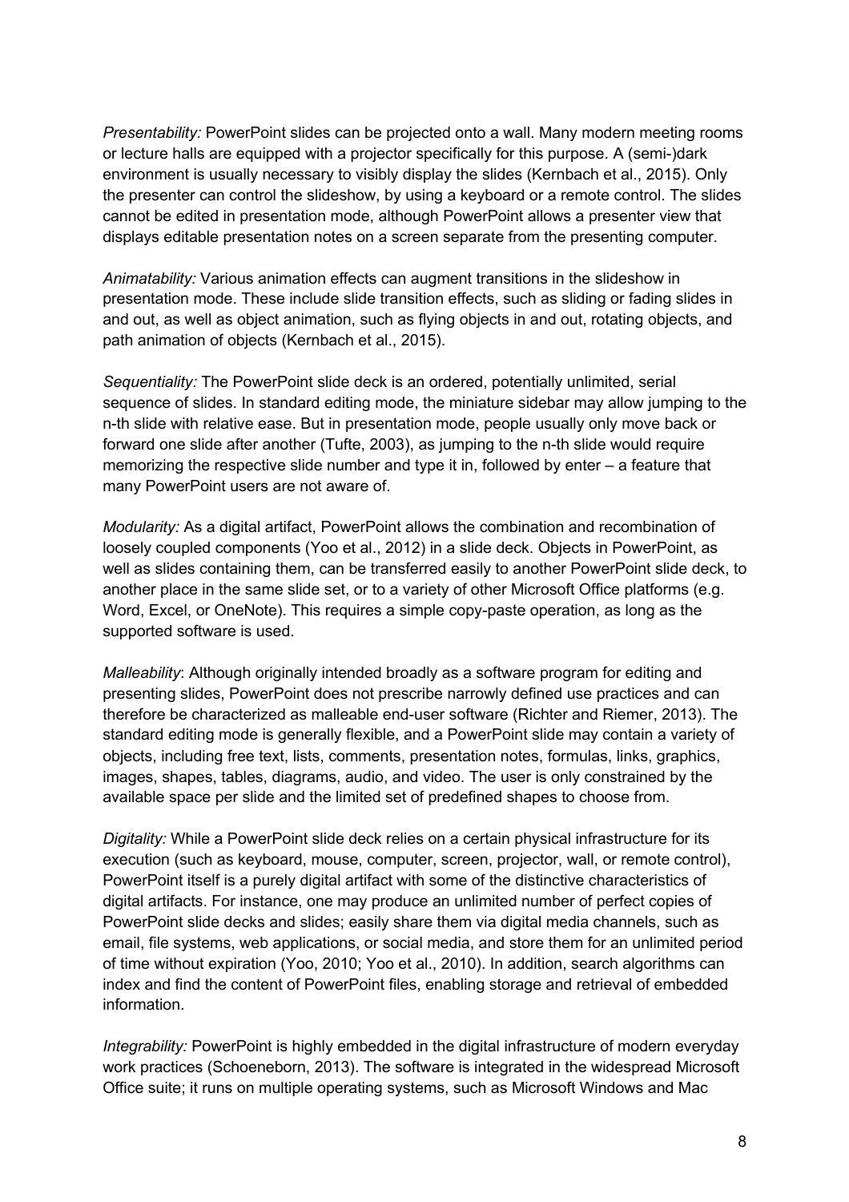*Presentability:* PowerPoint slides can be projected onto a wall. Many modern meeting rooms or lecture halls are equipped with a projector specifically for this purpose. A (semi-)dark environment is usually necessary to visibly display the slides (Kernbach et al., 2015). Only the presenter can control the slideshow, by using a keyboard or a remote control. The slides cannot be edited in presentation mode, although PowerPoint allows a presenter view that displays editable presentation notes on a screen separate from the presenting computer.

*Animatability:* Various animation effects can augment transitions in the slideshow in presentation mode. These include slide transition effects, such as sliding or fading slides in and out, as well as object animation, such as flying objects in and out, rotating objects, and path animation of objects (Kernbach et al., 2015).

*Sequentiality:* The PowerPoint slide deck is an ordered, potentially unlimited, serial sequence of slides. In standard editing mode, the miniature sidebar may allow jumping to the n-th slide with relative ease. But in presentation mode, people usually only move back or forward one slide after another (Tufte, 2003), as jumping to the n-th slide would require memorizing the respective slide number and type it in, followed by enter – a feature that many PowerPoint users are not aware of.

*Modularity:* As a digital artifact, PowerPoint allows the combination and recombination of loosely coupled components (Yoo et al., 2012) in a slide deck. Objects in PowerPoint, as well as slides containing them, can be transferred easily to another PowerPoint slide deck, to another place in the same slide set, or to a variety of other Microsoft Office platforms (e.g. Word, Excel, or OneNote). This requires a simple copy-paste operation, as long as the supported software is used.

*Malleability*: Although originally intended broadly as a software program for editing and presenting slides, PowerPoint does not prescribe narrowly defined use practices and can therefore be characterized as malleable end-user software (Richter and Riemer, 2013). The standard editing mode is generally flexible, and a PowerPoint slide may contain a variety of objects, including free text, lists, comments, presentation notes, formulas, links, graphics, images, shapes, tables, diagrams, audio, and video. The user is only constrained by the available space per slide and the limited set of predefined shapes to choose from.

*Digitality:* While a PowerPoint slide deck relies on a certain physical infrastructure for its execution (such as keyboard, mouse, computer, screen, projector, wall, or remote control), PowerPoint itself is a purely digital artifact with some of the distinctive characteristics of digital artifacts. For instance, one may produce an unlimited number of perfect copies of PowerPoint slide decks and slides; easily share them via digital media channels, such as email, file systems, web applications, or social media, and store them for an unlimited period of time without expiration (Yoo, 2010; Yoo et al., 2010). In addition, search algorithms can index and find the content of PowerPoint files, enabling storage and retrieval of embedded information.

*Integrability:* PowerPoint is highly embedded in the digital infrastructure of modern everyday work practices (Schoeneborn, 2013). The software is integrated in the widespread Microsoft Office suite; it runs on multiple operating systems, such as Microsoft Windows and Mac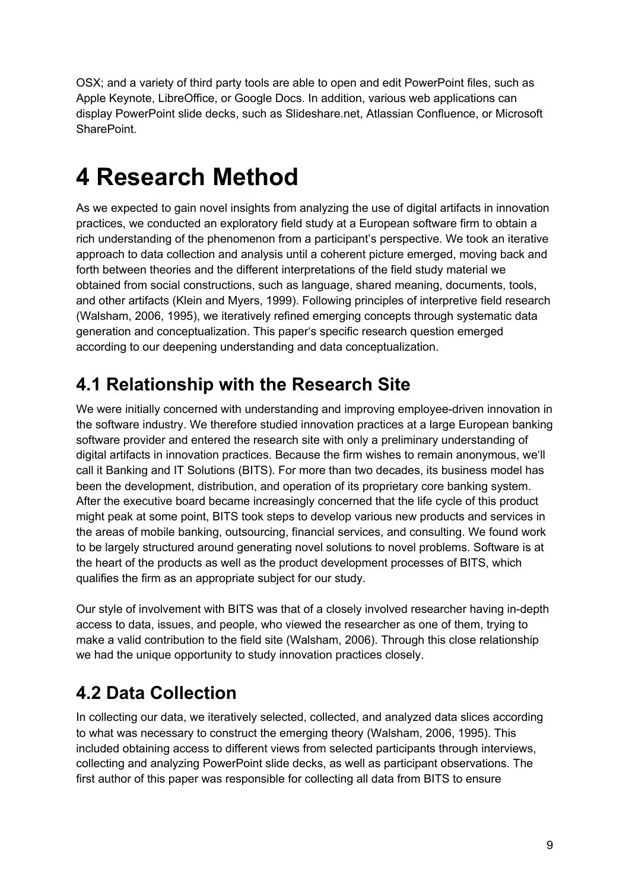OSX; and a variety of third party tools are able to open and edit PowerPoint files, such as Apple Keynote, LibreOffice, or Google Docs. In addition, various web applications can display PowerPoint slide decks, such as Slideshare.net, Atlassian Confluence, or Microsoft SharePoint.

# 4 Research Method

As we expected to gain novel insights from analyzing the use of digital artifacts in innovation practices, we conducted an exploratory field study at a European software firm to obtain a rich understanding of the phenomenon from a participant's perspective. We took an iterative approach to data collection and analysis until a coherent picture emerged, moving back and forth between theories and the different interpretations of the field study material we obtained from social constructions, such as language, shared meaning, documents, tools, and other artifacts (Klein and Myers, 1999). Following principles of interpretive field research (Walsham, 2006, 1995), we iteratively refined emerging concepts through systematic data generation and conceptualization. This paper's specific research question emerged according to our deepening understanding and data conceptualization.

## 4.1 Relationship with the Research Site

We were initially concerned with understanding and improving employee-driven innovation in the software industry. We therefore studied innovation practices at a large European banking software provider and entered the research site with only a preliminary understanding of digital artifacts in innovation practices. Because the firm wishes to remain anonymous, we'll call it Banking and IT Solutions (BITS). For more than two decades, its business model has been the development, distribution, and operation of its proprietary core banking system. After the executive board became increasingly concerned that the life cycle of this product might peak at some point, BITS took steps to develop various new products and services in the areas of mobile banking, outsourcing, financial services, and consulting. We found work to be largely structured around generating novel solutions to novel problems. Software is at the heart of the products as well as the product development processes of BITS, which qualifies the firm as an appropriate subject for our study.

Our style of involvement with BITS was that of a closely involved researcher having in-depth access to data, issues, and people, who viewed the researcher as one of them, trying to make a valid contribution to the field site (Walsham, 2006). Through this close relationship we had the unique opportunity to study innovation practices closely.

## 4.2 Data Collection

In collecting our data, we iteratively selected, collected, and analyzed data slices according to what was necessary to construct the emerging theory (Walsham, 2006, 1995). This included obtaining access to different views from selected participants through interviews, collecting and analyzing PowerPoint slide decks, as well as participant observations. The first author of this paper was responsible for collecting all data from BITS to ensure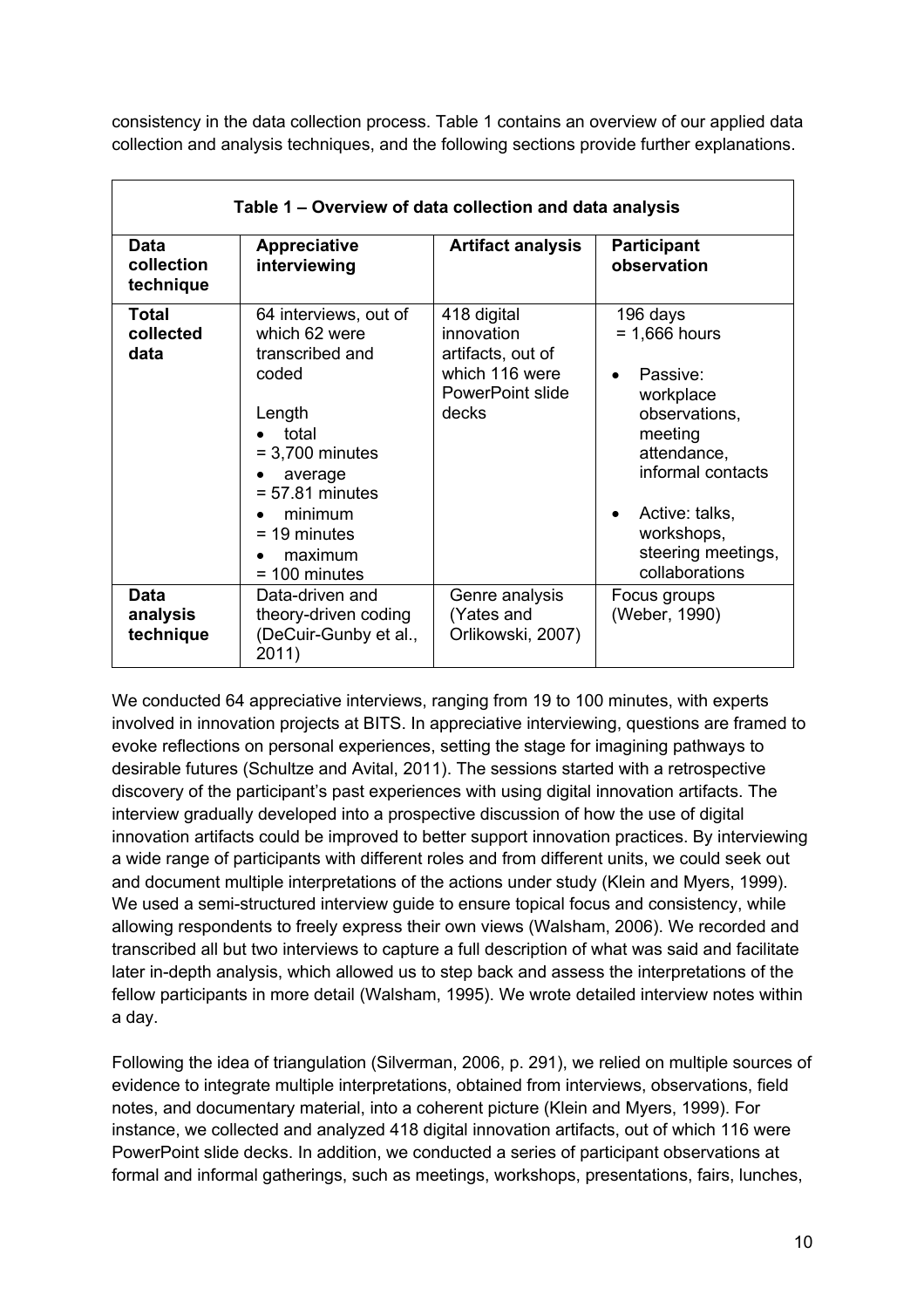consistency in the data collection process. Table 1 contains an overview of our applied data collection and analysis techniques, and the following sections provide further explanations.

**Table 1 – Overview of data collection and data analysis**

| **Data collection technique** | **Appreciative interviewing** | **Artifact analysis** | **Participant observation** |
|---|---|---|---|
| **Total collected data** | 64 interviews, out of which 62 were transcribed and coded<br><br>Length<br>• total = 3,700 minutes<br>• average = 57.81 minutes<br>• minimum = 19 minutes<br>• maximum = 100 minutes | 418 digital innovation artifacts, out of which 116 were PowerPoint slide decks | 196 days = 1,666 hours<br><br>• Passive: workplace observations, meeting attendance, informal contacts<br><br>• Active: talks, workshops, steering meetings, collaborations |
| **Data analysis technique** | Data-driven and theory-driven coding (DeCuir-Gunby et al., 2011) | Genre analysis (Yates and Orlikowski, 2007) | Focus groups (Weber, 1990) |

We conducted 64 appreciative interviews, ranging from 19 to 100 minutes, with experts involved in innovation projects at BITS. In appreciative interviewing, questions are framed to evoke reflections on personal experiences, setting the stage for imagining pathways to desirable futures (Schultze and Avital, 2011). The sessions started with a retrospective discovery of the participant's past experiences with using digital innovation artifacts. The interview gradually developed into a prospective discussion of how the use of digital innovation artifacts could be improved to better support innovation practices. By interviewing a wide range of participants with different roles and from different units, we could seek out and document multiple interpretations of the actions under study (Klein and Myers, 1999). We used a semi-structured interview guide to ensure topical focus and consistency, while allowing respondents to freely express their own views (Walsham, 2006). We recorded and transcribed all but two interviews to capture a full description of what was said and facilitate later in-depth analysis, which allowed us to step back and assess the interpretations of the fellow participants in more detail (Walsham, 1995). We wrote detailed interview notes within a day.

Following the idea of triangulation (Silverman, 2006, p. 291), we relied on multiple sources of evidence to integrate multiple interpretations, obtained from interviews, observations, field notes, and documentary material, into a coherent picture (Klein and Myers, 1999). For instance, we collected and analyzed 418 digital innovation artifacts, out of which 116 were PowerPoint slide decks. In addition, we conducted a series of participant observations at formal and informal gatherings, such as meetings, workshops, presentations, fairs, lunches,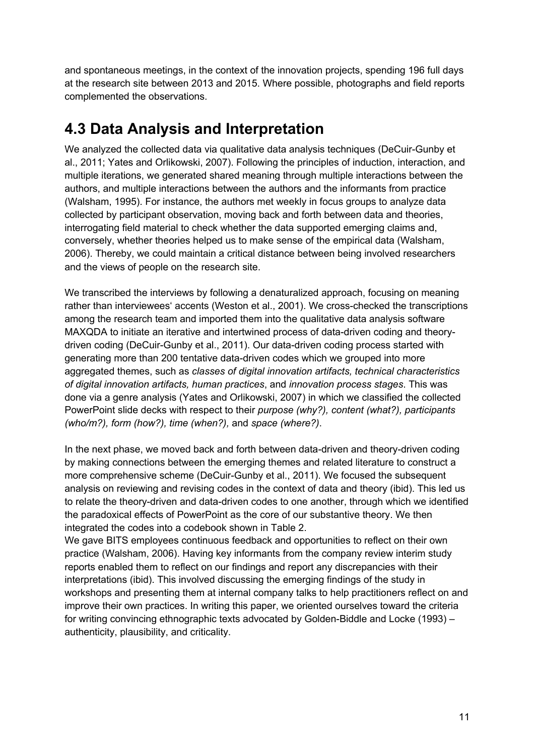and spontaneous meetings, in the context of the innovation projects, spending 196 full days at the research site between 2013 and 2015. Where possible, photographs and field reports complemented the observations.

## 4.3 Data Analysis and Interpretation

We analyzed the collected data via qualitative data analysis techniques (DeCuir-Gunby et al., 2011; Yates and Orlikowski, 2007). Following the principles of induction, interaction, and multiple iterations, we generated shared meaning through multiple interactions between the authors, and multiple interactions between the authors and the informants from practice (Walsham, 1995). For instance, the authors met weekly in focus groups to analyze data collected by participant observation, moving back and forth between data and theories, interrogating field material to check whether the data supported emerging claims and, conversely, whether theories helped us to make sense of the empirical data (Walsham, 2006). Thereby, we could maintain a critical distance between being involved researchers and the views of people on the research site.

We transcribed the interviews by following a denaturalized approach, focusing on meaning rather than interviewees' accents (Weston et al., 2001). We cross-checked the transcriptions among the research team and imported them into the qualitative data analysis software MAXQDA to initiate an iterative and intertwined process of data-driven coding and theory-driven coding (DeCuir-Gunby et al., 2011). Our data-driven coding process started with generating more than 200 tentative data-driven codes which we grouped into more aggregated themes, such as *classes of digital innovation artifacts, technical characteristics of digital innovation artifacts, human practices*, and *innovation process stages*. This was done via a genre analysis (Yates and Orlikowski, 2007) in which we classified the collected PowerPoint slide decks with respect to their *purpose (why?), content (what?), participants (who/m?), form (how?), time (when?),* and *space (where?)*.

In the next phase, we moved back and forth between data-driven and theory-driven coding by making connections between the emerging themes and related literature to construct a more comprehensive scheme (DeCuir-Gunby et al., 2011). We focused the subsequent analysis on reviewing and revising codes in the context of data and theory (ibid). This led us to relate the theory-driven and data-driven codes to one another, through which we identified the paradoxical effects of PowerPoint as the core of our substantive theory. We then integrated the codes into a codebook shown in Table 2.
We gave BITS employees continuous feedback and opportunities to reflect on their own practice (Walsham, 2006). Having key informants from the company review interim study reports enabled them to reflect on our findings and report any discrepancies with their interpretations (ibid). This involved discussing the emerging findings of the study in workshops and presenting them at internal company talks to help practitioners reflect on and improve their own practices. In writing this paper, we oriented ourselves toward the criteria for writing convincing ethnographic texts advocated by Golden-Biddle and Locke (1993) – authenticity, plausibility, and criticality.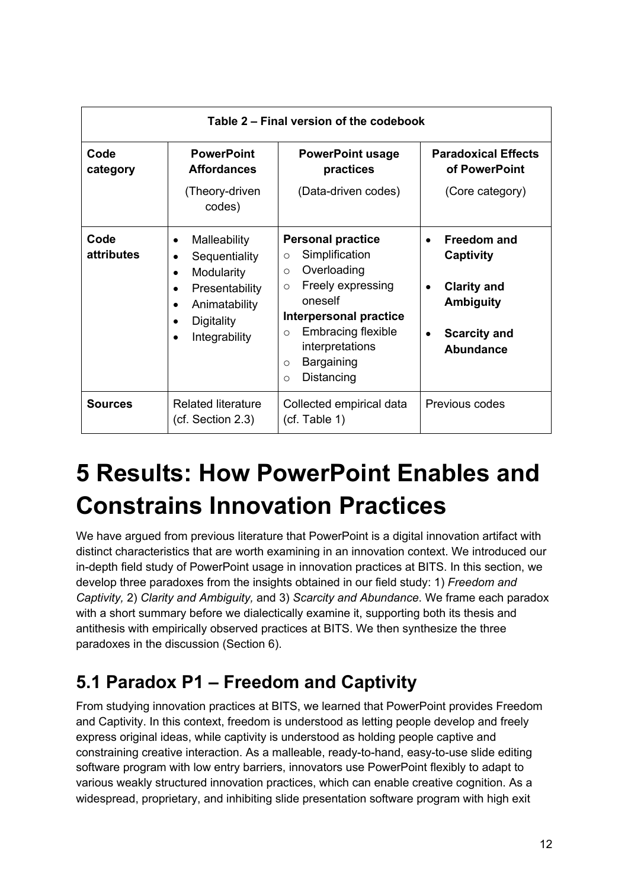| Table 2 – Final version of the codebook | | | |
|---|---|---|---|
| **Code category** | **PowerPoint Affordances** (Theory-driven codes) | **PowerPoint usage practices** (Data-driven codes) | **Paradoxical Effects of PowerPoint** (Core category) |
| **Code attributes** | • Malleability<br>• Sequentiality<br>• Modularity<br>• Presentability<br>• Animatability<br>• Digitality<br>• Integrability | **Personal practice**<br>○ Simplification<br>○ Overloading<br>○ Freely expressing oneself<br>**Interpersonal practice**<br>○ Embracing flexible interpretations<br>○ Bargaining<br>○ Distancing | • **Freedom and Captivity**<br>• **Clarity and Ambiguity**<br>• **Scarcity and Abundance** |
| **Sources** | Related literature (cf. Section 2.3) | Collected empirical data (cf. Table 1) | Previous codes |

# 5 Results: How PowerPoint Enables and Constrains Innovation Practices

We have argued from previous literature that PowerPoint is a digital innovation artifact with distinct characteristics that are worth examining in an innovation context. We introduced our in-depth field study of PowerPoint usage in innovation practices at BITS. In this section, we develop three paradoxes from the insights obtained in our field study: 1) *Freedom and Captivity,* 2) *Clarity and Ambiguity,* and 3) *Scarcity and Abundance*. We frame each paradox with a short summary before we dialectically examine it, supporting both its thesis and antithesis with empirically observed practices at BITS. We then synthesize the three paradoxes in the discussion (Section 6).

## 5.1 Paradox P1 – Freedom and Captivity

From studying innovation practices at BITS, we learned that PowerPoint provides Freedom and Captivity. In this context, freedom is understood as letting people develop and freely express original ideas, while captivity is understood as holding people captive and constraining creative interaction. As a malleable, ready-to-hand, easy-to-use slide editing software program with low entry barriers, innovators use PowerPoint flexibly to adapt to various weakly structured innovation practices, which can enable creative cognition. As a widespread, proprietary, and inhibiting slide presentation software program with high exit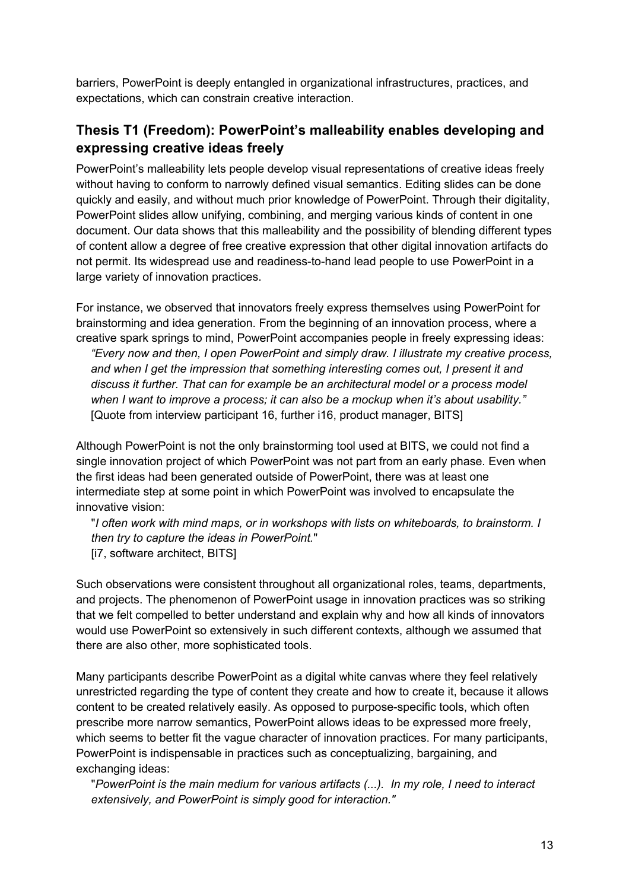barriers, PowerPoint is deeply entangled in organizational infrastructures, practices, and expectations, which can constrain creative interaction.

## Thesis T1 (Freedom): PowerPoint's malleability enables developing and expressing creative ideas freely

PowerPoint's malleability lets people develop visual representations of creative ideas freely without having to conform to narrowly defined visual semantics. Editing slides can be done quickly and easily, and without much prior knowledge of PowerPoint. Through their digitality, PowerPoint slides allow unifying, combining, and merging various kinds of content in one document. Our data shows that this malleability and the possibility of blending different types of content allow a degree of free creative expression that other digital innovation artifacts do not permit. Its widespread use and readiness-to-hand lead people to use PowerPoint in a large variety of innovation practices.

For instance, we observed that innovators freely express themselves using PowerPoint for brainstorming and idea generation. From the beginning of an innovation process, where a creative spark springs to mind, PowerPoint accompanies people in freely expressing ideas:

> *"Every now and then, I open PowerPoint and simply draw. I illustrate my creative process, and when I get the impression that something interesting comes out, I present it and discuss it further. That can for example be an architectural model or a process model when I want to improve a process; it can also be a mockup when it's about usability."*
> [Quote from interview participant 16, further i16, product manager, BITS]

Although PowerPoint is not the only brainstorming tool used at BITS, we could not find a single innovation project of which PowerPoint was not part from an early phase. Even when the first ideas had been generated outside of PowerPoint, there was at least one intermediate step at some point in which PowerPoint was involved to encapsulate the innovative vision:

> "*I often work with mind maps, or in workshops with lists on whiteboards, to brainstorm. I then try to capture the ideas in PowerPoint.*"
> [i7, software architect, BITS]

Such observations were consistent throughout all organizational roles, teams, departments, and projects. The phenomenon of PowerPoint usage in innovation practices was so striking that we felt compelled to better understand and explain why and how all kinds of innovators would use PowerPoint so extensively in such different contexts, although we assumed that there are also other, more sophisticated tools.

Many participants describe PowerPoint as a digital white canvas where they feel relatively unrestricted regarding the type of content they create and how to create it, because it allows content to be created relatively easily. As opposed to purpose-specific tools, which often prescribe more narrow semantics, PowerPoint allows ideas to be expressed more freely, which seems to better fit the vague character of innovation practices. For many participants, PowerPoint is indispensable in practices such as conceptualizing, bargaining, and exchanging ideas:

> "*PowerPoint is the main medium for various artifacts (...). In my role, I need to interact extensively, and PowerPoint is simply good for interaction.*"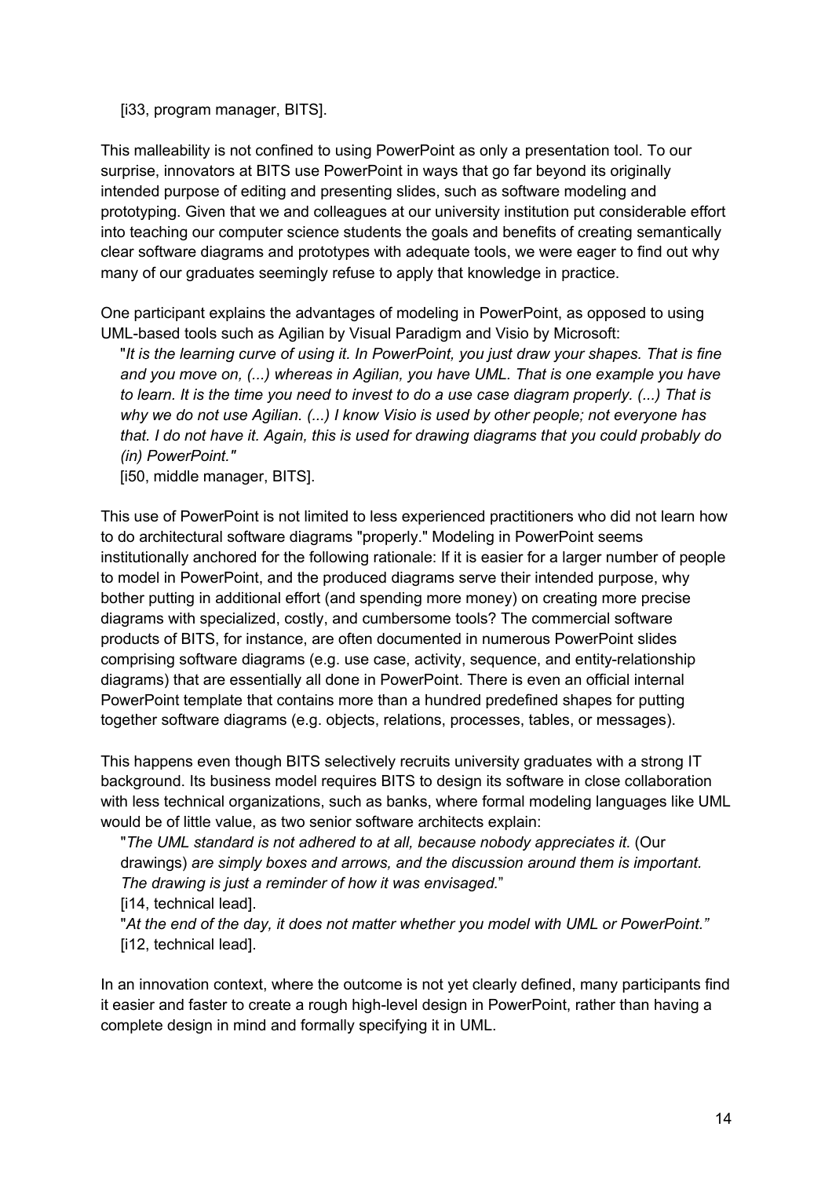[i33, program manager, BITS].

This malleability is not confined to using PowerPoint as only a presentation tool. To our surprise, innovators at BITS use PowerPoint in ways that go far beyond its originally intended purpose of editing and presenting slides, such as software modeling and prototyping. Given that we and colleagues at our university institution put considerable effort into teaching our computer science students the goals and benefits of creating semantically clear software diagrams and prototypes with adequate tools, we were eager to find out why many of our graduates seemingly refuse to apply that knowledge in practice.

One participant explains the advantages of modeling in PowerPoint, as opposed to using UML-based tools such as Agilian by Visual Paradigm and Visio by Microsoft:

> "*It is the learning curve of using it. In PowerPoint, you just draw your shapes. That is fine and you move on, (...) whereas in Agilian, you have UML. That is one example you have to learn. It is the time you need to invest to do a use case diagram properly. (...) That is why we do not use Agilian. (...) I know Visio is used by other people; not everyone has that. I do not have it. Again, this is used for drawing diagrams that you could probably do (in) PowerPoint."*
> [i50, middle manager, BITS].

This use of PowerPoint is not limited to less experienced practitioners who did not learn how to do architectural software diagrams "properly." Modeling in PowerPoint seems institutionally anchored for the following rationale: If it is easier for a larger number of people to model in PowerPoint, and the produced diagrams serve their intended purpose, why bother putting in additional effort (and spending more money) on creating more precise diagrams with specialized, costly, and cumbersome tools? The commercial software products of BITS, for instance, are often documented in numerous PowerPoint slides comprising software diagrams (e.g. use case, activity, sequence, and entity-relationship diagrams) that are essentially all done in PowerPoint. There is even an official internal PowerPoint template that contains more than a hundred predefined shapes for putting together software diagrams (e.g. objects, relations, processes, tables, or messages).

This happens even though BITS selectively recruits university graduates with a strong IT background. Its business model requires BITS to design its software in close collaboration with less technical organizations, such as banks, where formal modeling languages like UML would be of little value, as two senior software architects explain:

> "*The UML standard is not adhered to at all, because nobody appreciates it.* (Our drawings) *are simply boxes and arrows, and the discussion around them is important. The drawing is just a reminder of how it was envisaged.*"
> [i14, technical lead].
>
> "*At the end of the day, it does not matter whether you model with UML or PowerPoint.*"
> [i12, technical lead].

In an innovation context, where the outcome is not yet clearly defined, many participants find it easier and faster to create a rough high-level design in PowerPoint, rather than having a complete design in mind and formally specifying it in UML.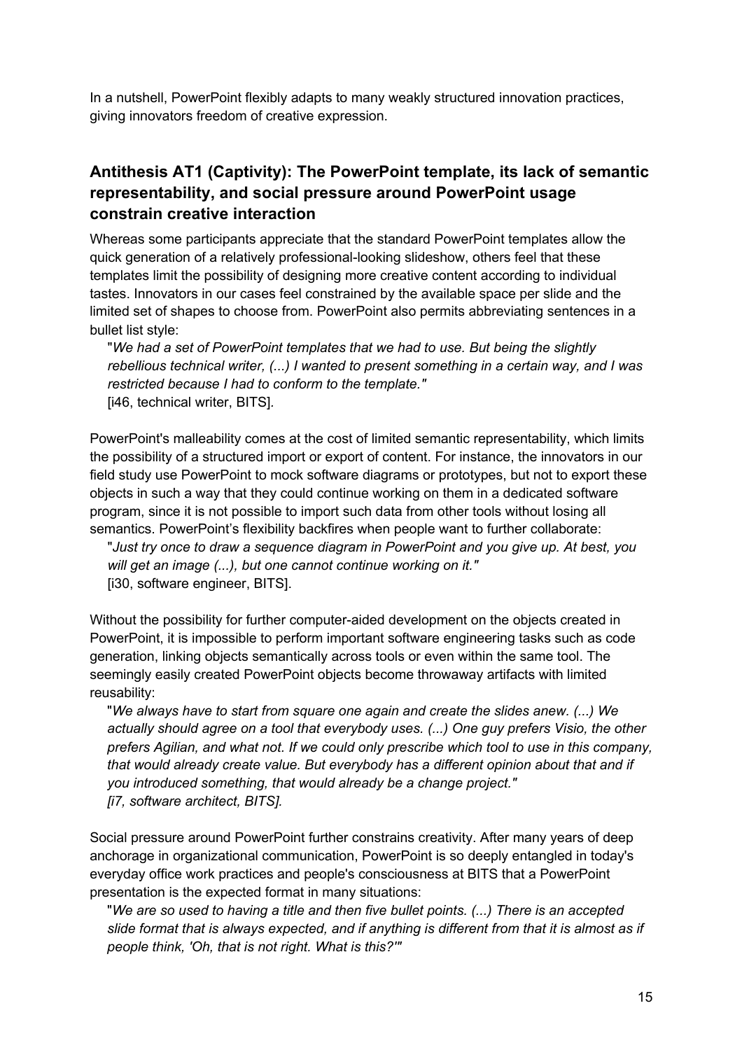In a nutshell, PowerPoint flexibly adapts to many weakly structured innovation practices, giving innovators freedom of creative expression.

### Antithesis AT1 (Captivity): The PowerPoint template, its lack of semantic representability, and social pressure around PowerPoint usage constrain creative interaction

Whereas some participants appreciate that the standard PowerPoint templates allow the quick generation of a relatively professional-looking slideshow, others feel that these templates limit the possibility of designing more creative content according to individual tastes. Innovators in our cases feel constrained by the available space per slide and the limited set of shapes to choose from. PowerPoint also permits abbreviating sentences in a bullet list style:

> "*We had a set of PowerPoint templates that we had to use. But being the slightly rebellious technical writer, (...) I wanted to present something in a certain way, and I was restricted because I had to conform to the template.*"
> [i46, technical writer, BITS].

PowerPoint's malleability comes at the cost of limited semantic representability, which limits the possibility of a structured import or export of content. For instance, the innovators in our field study use PowerPoint to mock software diagrams or prototypes, but not to export these objects in such a way that they could continue working on them in a dedicated software program, since it is not possible to import such data from other tools without losing all semantics. PowerPoint's flexibility backfires when people want to further collaborate:

> "*Just try once to draw a sequence diagram in PowerPoint and you give up. At best, you will get an image (...), but one cannot continue working on it.*"
> [i30, software engineer, BITS].

Without the possibility for further computer-aided development on the objects created in PowerPoint, it is impossible to perform important software engineering tasks such as code generation, linking objects semantically across tools or even within the same tool. The seemingly easily created PowerPoint objects become throwaway artifacts with limited reusability:

> "*We always have to start from square one again and create the slides anew. (...) We actually should agree on a tool that everybody uses. (...) One guy prefers Visio, the other prefers Agilian, and what not. If we could only prescribe which tool to use in this company, that would already create value. But everybody has a different opinion about that and if you introduced something, that would already be a change project.*"
> *[i7, software architect, BITS].*

Social pressure around PowerPoint further constrains creativity. After many years of deep anchorage in organizational communication, PowerPoint is so deeply entangled in today's everyday office work practices and people's consciousness at BITS that a PowerPoint presentation is the expected format in many situations:

> "*We are so used to having a title and then five bullet points. (...) There is an accepted slide format that is always expected, and if anything is different from that it is almost as if people think, 'Oh, that is not right. What is this?'*"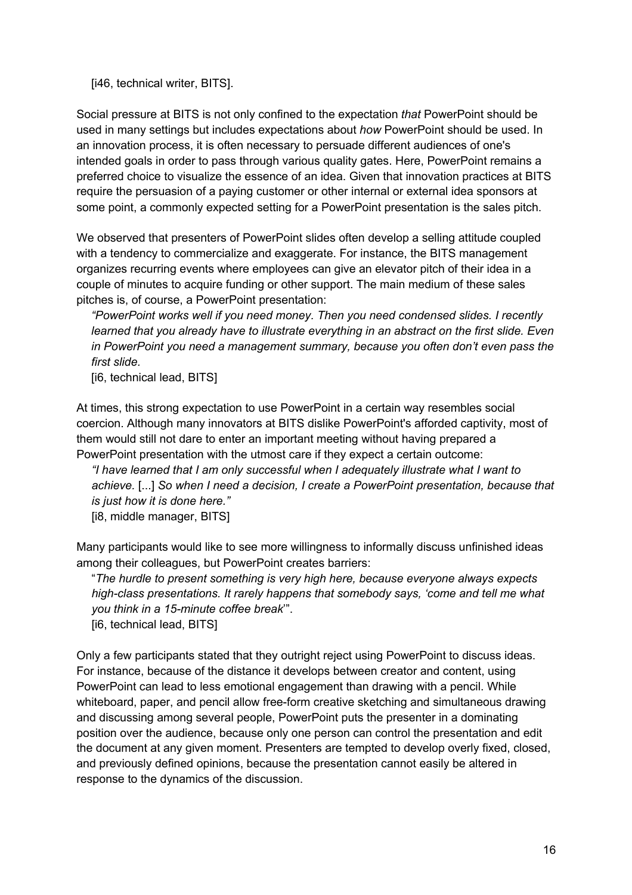[i46, technical writer, BITS].

Social pressure at BITS is not only confined to the expectation *that* PowerPoint should be used in many settings but includes expectations about *how* PowerPoint should be used. In an innovation process, it is often necessary to persuade different audiences of one's intended goals in order to pass through various quality gates. Here, PowerPoint remains a preferred choice to visualize the essence of an idea. Given that innovation practices at BITS require the persuasion of a paying customer or other internal or external idea sponsors at some point, a commonly expected setting for a PowerPoint presentation is the sales pitch.

We observed that presenters of PowerPoint slides often develop a selling attitude coupled with a tendency to commercialize and exaggerate. For instance, the BITS management organizes recurring events where employees can give an elevator pitch of their idea in a couple of minutes to acquire funding or other support. The main medium of these sales pitches is, of course, a PowerPoint presentation:

> *"PowerPoint works well if you need money. Then you need condensed slides. I recently learned that you already have to illustrate everything in an abstract on the first slide. Even in PowerPoint you need a management summary, because you often don't even pass the first slide.*
> [i6, technical lead, BITS]

At times, this strong expectation to use PowerPoint in a certain way resembles social coercion. Although many innovators at BITS dislike PowerPoint's afforded captivity, most of them would still not dare to enter an important meeting without having prepared a PowerPoint presentation with the utmost care if they expect a certain outcome:

> *"I have learned that I am only successful when I adequately illustrate what I want to achieve.* [...] *So when I need a decision, I create a PowerPoint presentation, because that is just how it is done here."*
> [i8, middle manager, BITS]

Many participants would like to see more willingness to informally discuss unfinished ideas among their colleagues, but PowerPoint creates barriers:

> "*The hurdle to present something is very high here, because everyone always expects high-class presentations. It rarely happens that somebody says, 'come and tell me what you think in a 15-minute coffee break*'".
> [i6, technical lead, BITS]

Only a few participants stated that they outright reject using PowerPoint to discuss ideas. For instance, because of the distance it develops between creator and content, using PowerPoint can lead to less emotional engagement than drawing with a pencil. While whiteboard, paper, and pencil allow free-form creative sketching and simultaneous drawing and discussing among several people, PowerPoint puts the presenter in a dominating position over the audience, because only one person can control the presentation and edit the document at any given moment. Presenters are tempted to develop overly fixed, closed, and previously defined opinions, because the presentation cannot easily be altered in response to the dynamics of the discussion.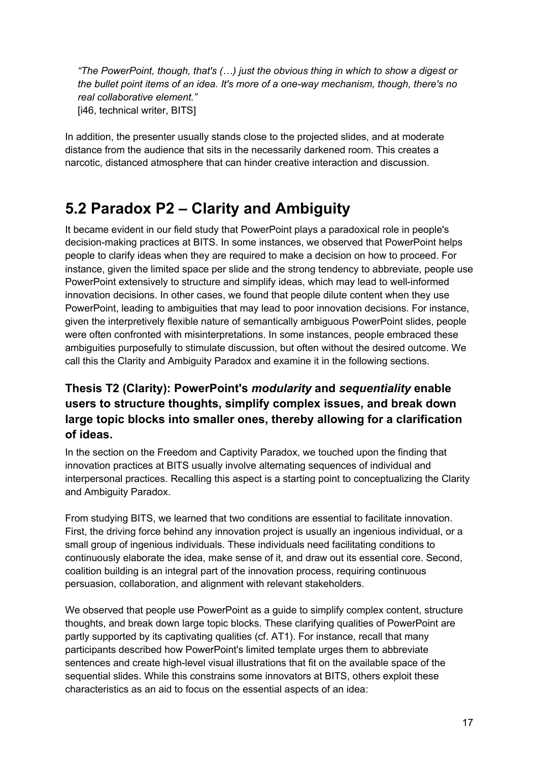> *"The PowerPoint, though, that's (…) just the obvious thing in which to show a digest or the bullet point items of an idea. It's more of a one-way mechanism, though, there's no real collaborative element."*
> [i46, technical writer, BITS]

In addition, the presenter usually stands close to the projected slides, and at moderate distance from the audience that sits in the necessarily darkened room. This creates a narcotic, distanced atmosphere that can hinder creative interaction and discussion.

## 5.2 Paradox P2 – Clarity and Ambiguity

It became evident in our field study that PowerPoint plays a paradoxical role in people's decision-making practices at BITS. In some instances, we observed that PowerPoint helps people to clarify ideas when they are required to make a decision on how to proceed. For instance, given the limited space per slide and the strong tendency to abbreviate, people use PowerPoint extensively to structure and simplify ideas, which may lead to well-informed innovation decisions. In other cases, we found that people dilute content when they use PowerPoint, leading to ambiguities that may lead to poor innovation decisions. For instance, given the interpretively flexible nature of semantically ambiguous PowerPoint slides, people were often confronted with misinterpretations. In some instances, people embraced these ambiguities purposefully to stimulate discussion, but often without the desired outcome. We call this the Clarity and Ambiguity Paradox and examine it in the following sections.

### Thesis T2 (Clarity): PowerPoint's *modularity* and *sequentiality* enable users to structure thoughts, simplify complex issues, and break down large topic blocks into smaller ones, thereby allowing for a clarification of ideas.

In the section on the Freedom and Captivity Paradox, we touched upon the finding that innovation practices at BITS usually involve alternating sequences of individual and interpersonal practices. Recalling this aspect is a starting point to conceptualizing the Clarity and Ambiguity Paradox.

From studying BITS, we learned that two conditions are essential to facilitate innovation. First, the driving force behind any innovation project is usually an ingenious individual, or a small group of ingenious individuals. These individuals need facilitating conditions to continuously elaborate the idea, make sense of it, and draw out its essential core. Second, coalition building is an integral part of the innovation process, requiring continuous persuasion, collaboration, and alignment with relevant stakeholders.

We observed that people use PowerPoint as a guide to simplify complex content, structure thoughts, and break down large topic blocks. These clarifying qualities of PowerPoint are partly supported by its captivating qualities (cf. AT1). For instance, recall that many participants described how PowerPoint's limited template urges them to abbreviate sentences and create high-level visual illustrations that fit on the available space of the sequential slides. While this constrains some innovators at BITS, others exploit these characteristics as an aid to focus on the essential aspects of an idea: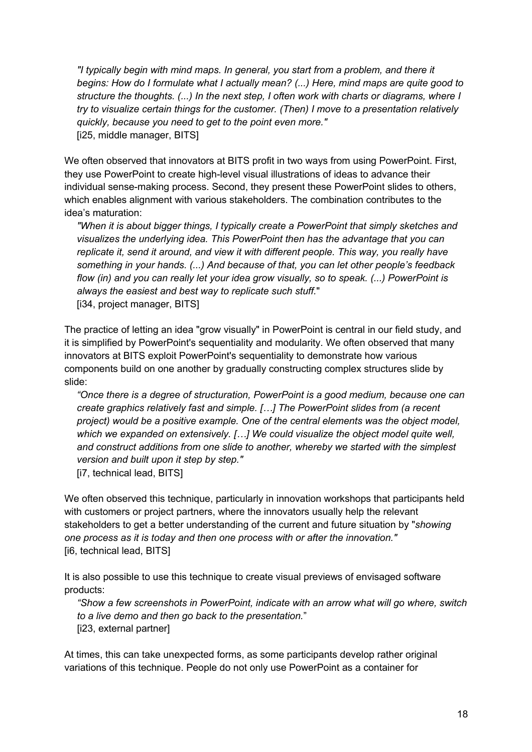*"I typically begin with mind maps. In general, you start from a problem, and there it begins: How do I formulate what I actually mean? (...) Here, mind maps are quite good to structure the thoughts. (...) In the next step, I often work with charts or diagrams, where I try to visualize certain things for the customer. (Then) I move to a presentation relatively quickly, because you need to get to the point even more."*
[i25, middle manager, BITS]

We often observed that innovators at BITS profit in two ways from using PowerPoint. First, they use PowerPoint to create high-level visual illustrations of ideas to advance their individual sense-making process. Second, they present these PowerPoint slides to others, which enables alignment with various stakeholders. The combination contributes to the idea's maturation:

*"When it is about bigger things, I typically create a PowerPoint that simply sketches and visualizes the underlying idea. This PowerPoint then has the advantage that you can replicate it, send it around, and view it with different people. This way, you really have something in your hands. (...) And because of that, you can let other people's feedback flow (in) and you can really let your idea grow visually, so to speak. (...) PowerPoint is always the easiest and best way to replicate such stuff."*
[i34, project manager, BITS]

The practice of letting an idea "grow visually" in PowerPoint is central in our field study, and it is simplified by PowerPoint's sequentiality and modularity. We often observed that many innovators at BITS exploit PowerPoint's sequentiality to demonstrate how various components build on one another by gradually constructing complex structures slide by slide:

*"Once there is a degree of structuration, PowerPoint is a good medium, because one can create graphics relatively fast and simple. […] The PowerPoint slides from (a recent project) would be a positive example. One of the central elements was the object model, which we expanded on extensively. […] We could visualize the object model quite well, and construct additions from one slide to another, whereby we started with the simplest version and built upon it step by step."*
[i7, technical lead, BITS]

We often observed this technique, particularly in innovation workshops that participants held with customers or project partners, where the innovators usually help the relevant stakeholders to get a better understanding of the current and future situation by "*showing one process as it is today and then one process with or after the innovation."*
[i6, technical lead, BITS]

It is also possible to use this technique to create visual previews of envisaged software products:

*"Show a few screenshots in PowerPoint, indicate with an arrow what will go where, switch to a live demo and then go back to the presentation."*
[i23, external partner]

At times, this can take unexpected forms, as some participants develop rather original variations of this technique. People do not only use PowerPoint as a container for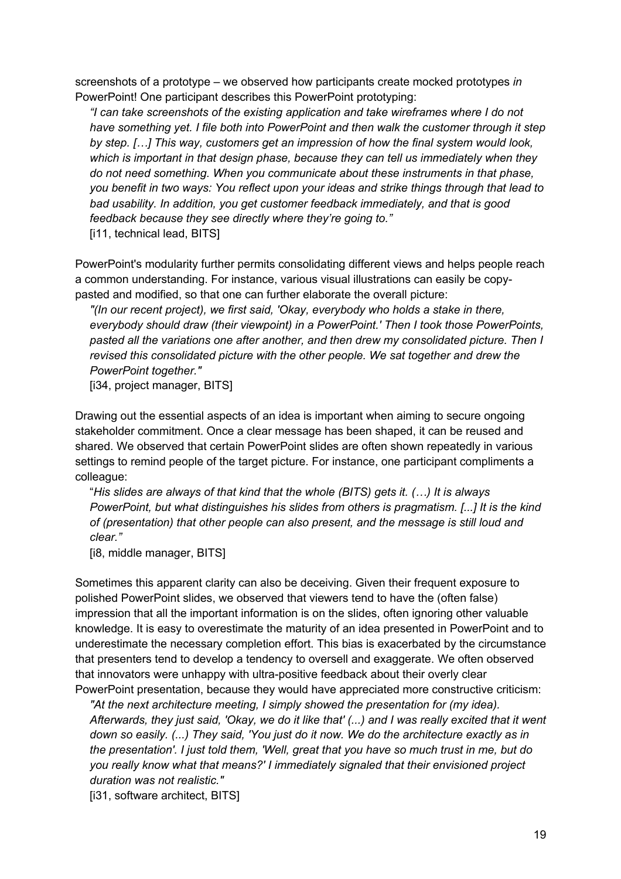screenshots of a prototype – we observed how participants create mocked prototypes *in* PowerPoint! One participant describes this PowerPoint prototyping:

> *"I can take screenshots of the existing application and take wireframes where I do not have something yet. I file both into PowerPoint and then walk the customer through it step by step. […] This way, customers get an impression of how the final system would look, which is important in that design phase, because they can tell us immediately when they do not need something. When you communicate about these instruments in that phase, you benefit in two ways: You reflect upon your ideas and strike things through that lead to bad usability. In addition, you get customer feedback immediately, and that is good feedback because they see directly where they're going to."*
> [i11, technical lead, BITS]

PowerPoint's modularity further permits consolidating different views and helps people reach a common understanding. For instance, various visual illustrations can easily be copy-pasted and modified, so that one can further elaborate the overall picture:

> *"(In our recent project), we first said, 'Okay, everybody who holds a stake in there, everybody should draw (their viewpoint) in a PowerPoint.' Then I took those PowerPoints, pasted all the variations one after another, and then drew my consolidated picture. Then I revised this consolidated picture with the other people. We sat together and drew the PowerPoint together."*
> [i34, project manager, BITS]

Drawing out the essential aspects of an idea is important when aiming to secure ongoing stakeholder commitment. Once a clear message has been shaped, it can be reused and shared. We observed that certain PowerPoint slides are often shown repeatedly in various settings to remind people of the target picture. For instance, one participant compliments a colleague:

> "*His slides are always of that kind that the whole (BITS) gets it. (…) It is always PowerPoint, but what distinguishes his slides from others is pragmatism. [...] It is the kind of (presentation) that other people can also present, and the message is still loud and clear.*"
> [i8, middle manager, BITS]

Sometimes this apparent clarity can also be deceiving. Given their frequent exposure to polished PowerPoint slides, we observed that viewers tend to have the (often false) impression that all the important information is on the slides, often ignoring other valuable knowledge. It is easy to overestimate the maturity of an idea presented in PowerPoint and to underestimate the necessary completion effort. This bias is exacerbated by the circumstance that presenters tend to develop a tendency to oversell and exaggerate. We often observed that innovators were unhappy with ultra-positive feedback about their overly clear PowerPoint presentation, because they would have appreciated more constructive criticism:

> *"At the next architecture meeting, I simply showed the presentation for (my idea). Afterwards, they just said, 'Okay, we do it like that' (...) and I was really excited that it went down so easily. (...) They said, 'You just do it now. We do the architecture exactly as in the presentation'. I just told them, 'Well, great that you have so much trust in me, but do you really know what that means?' I immediately signaled that their envisioned project duration was not realistic."*
> [i31, software architect, BITS]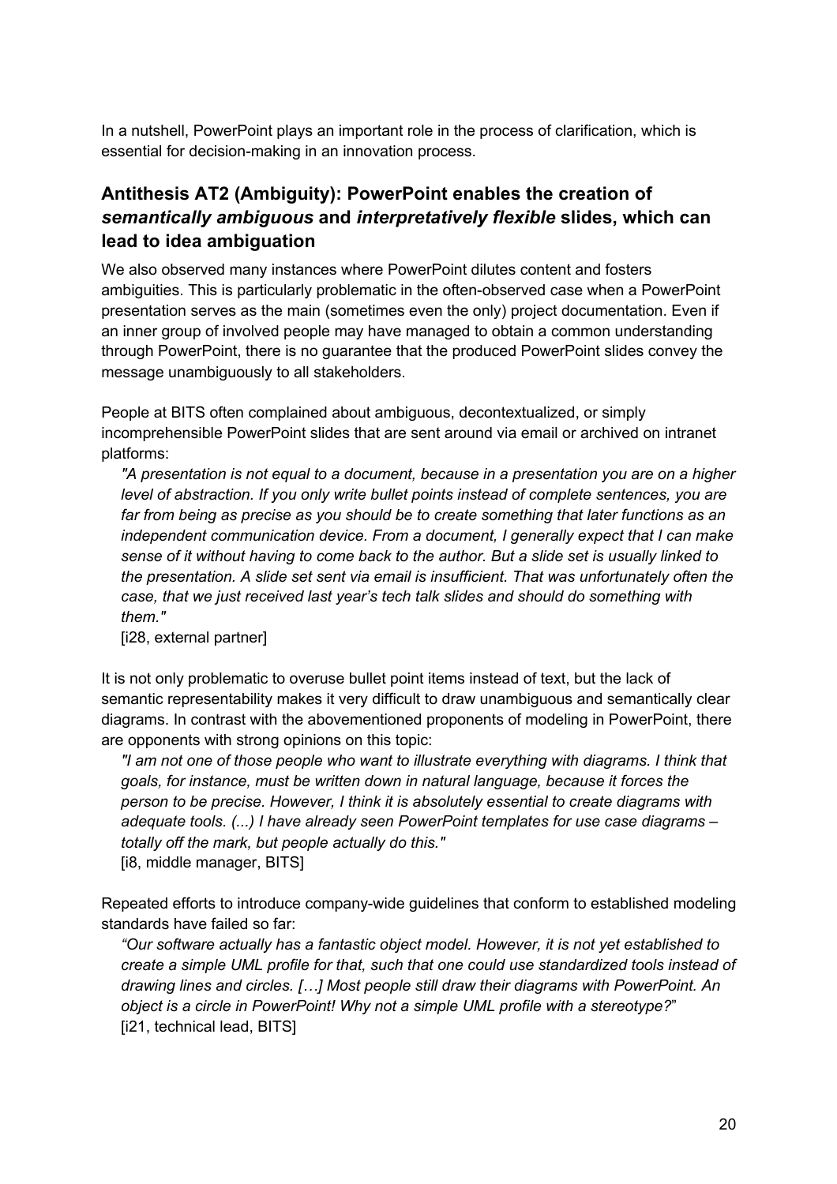In a nutshell, PowerPoint plays an important role in the process of clarification, which is essential for decision-making in an innovation process.

## Antithesis AT2 (Ambiguity): PowerPoint enables the creation of *semantically ambiguous* and *interpretatively flexible* slides, which can lead to idea ambiguation

We also observed many instances where PowerPoint dilutes content and fosters ambiguities. This is particularly problematic in the often-observed case when a PowerPoint presentation serves as the main (sometimes even the only) project documentation. Even if an inner group of involved people may have managed to obtain a common understanding through PowerPoint, there is no guarantee that the produced PowerPoint slides convey the message unambiguously to all stakeholders.

People at BITS often complained about ambiguous, decontextualized, or simply incomprehensible PowerPoint slides that are sent around via email or archived on intranet platforms:

> *"A presentation is not equal to a document, because in a presentation you are on a higher level of abstraction. If you only write bullet points instead of complete sentences, you are far from being as precise as you should be to create something that later functions as an independent communication device. From a document, I generally expect that I can make sense of it without having to come back to the author. But a slide set is usually linked to the presentation. A slide set sent via email is insufficient. That was unfortunately often the case, that we just received last year's tech talk slides and should do something with them."*
> [i28, external partner]

It is not only problematic to overuse bullet point items instead of text, but the lack of semantic representability makes it very difficult to draw unambiguous and semantically clear diagrams. In contrast with the abovementioned proponents of modeling in PowerPoint, there are opponents with strong opinions on this topic:

> *"I am not one of those people who want to illustrate everything with diagrams. I think that goals, for instance, must be written down in natural language, because it forces the person to be precise. However, I think it is absolutely essential to create diagrams with adequate tools. (...) I have already seen PowerPoint templates for use case diagrams – totally off the mark, but people actually do this."*
> [i8, middle manager, BITS]

Repeated efforts to introduce company-wide guidelines that conform to established modeling standards have failed so far:

> *"Our software actually has a fantastic object model. However, it is not yet established to create a simple UML profile for that, such that one could use standardized tools instead of drawing lines and circles. […] Most people still draw their diagrams with PowerPoint. An object is a circle in PowerPoint! Why not a simple UML profile with a stereotype?"*
> [i21, technical lead, BITS]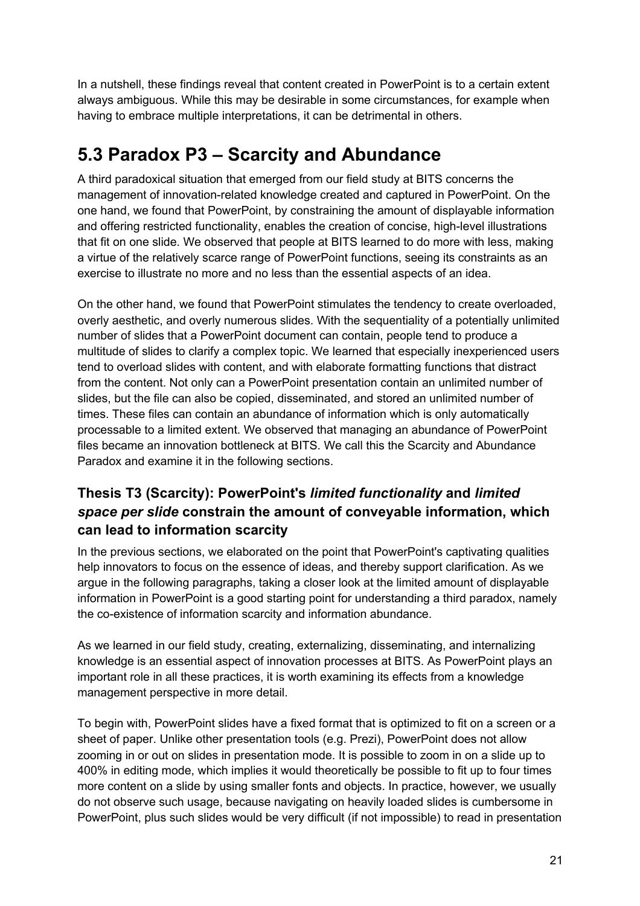In a nutshell, these findings reveal that content created in PowerPoint is to a certain extent always ambiguous. While this may be desirable in some circumstances, for example when having to embrace multiple interpretations, it can be detrimental in others.

## 5.3 Paradox P3 – Scarcity and Abundance

A third paradoxical situation that emerged from our field study at BITS concerns the management of innovation-related knowledge created and captured in PowerPoint. On the one hand, we found that PowerPoint, by constraining the amount of displayable information and offering restricted functionality, enables the creation of concise, high-level illustrations that fit on one slide. We observed that people at BITS learned to do more with less, making a virtue of the relatively scarce range of PowerPoint functions, seeing its constraints as an exercise to illustrate no more and no less than the essential aspects of an idea.

On the other hand, we found that PowerPoint stimulates the tendency to create overloaded, overly aesthetic, and overly numerous slides. With the sequentiality of a potentially unlimited number of slides that a PowerPoint document can contain, people tend to produce a multitude of slides to clarify a complex topic. We learned that especially inexperienced users tend to overload slides with content, and with elaborate formatting functions that distract from the content. Not only can a PowerPoint presentation contain an unlimited number of slides, but the file can also be copied, disseminated, and stored an unlimited number of times. These files can contain an abundance of information which is only automatically processable to a limited extent. We observed that managing an abundance of PowerPoint files became an innovation bottleneck at BITS. We call this the Scarcity and Abundance Paradox and examine it in the following sections.

### Thesis T3 (Scarcity): PowerPoint's *limited functionality* and *limited space per slide* constrain the amount of conveyable information, which can lead to information scarcity

In the previous sections, we elaborated on the point that PowerPoint's captivating qualities help innovators to focus on the essence of ideas, and thereby support clarification. As we argue in the following paragraphs, taking a closer look at the limited amount of displayable information in PowerPoint is a good starting point for understanding a third paradox, namely the co-existence of information scarcity and information abundance.

As we learned in our field study, creating, externalizing, disseminating, and internalizing knowledge is an essential aspect of innovation processes at BITS. As PowerPoint plays an important role in all these practices, it is worth examining its effects from a knowledge management perspective in more detail.

To begin with, PowerPoint slides have a fixed format that is optimized to fit on a screen or a sheet of paper. Unlike other presentation tools (e.g. Prezi), PowerPoint does not allow zooming in or out on slides in presentation mode. It is possible to zoom in on a slide up to 400% in editing mode, which implies it would theoretically be possible to fit up to four times more content on a slide by using smaller fonts and objects. In practice, however, we usually do not observe such usage, because navigating on heavily loaded slides is cumbersome in PowerPoint, plus such slides would be very difficult (if not impossible) to read in presentation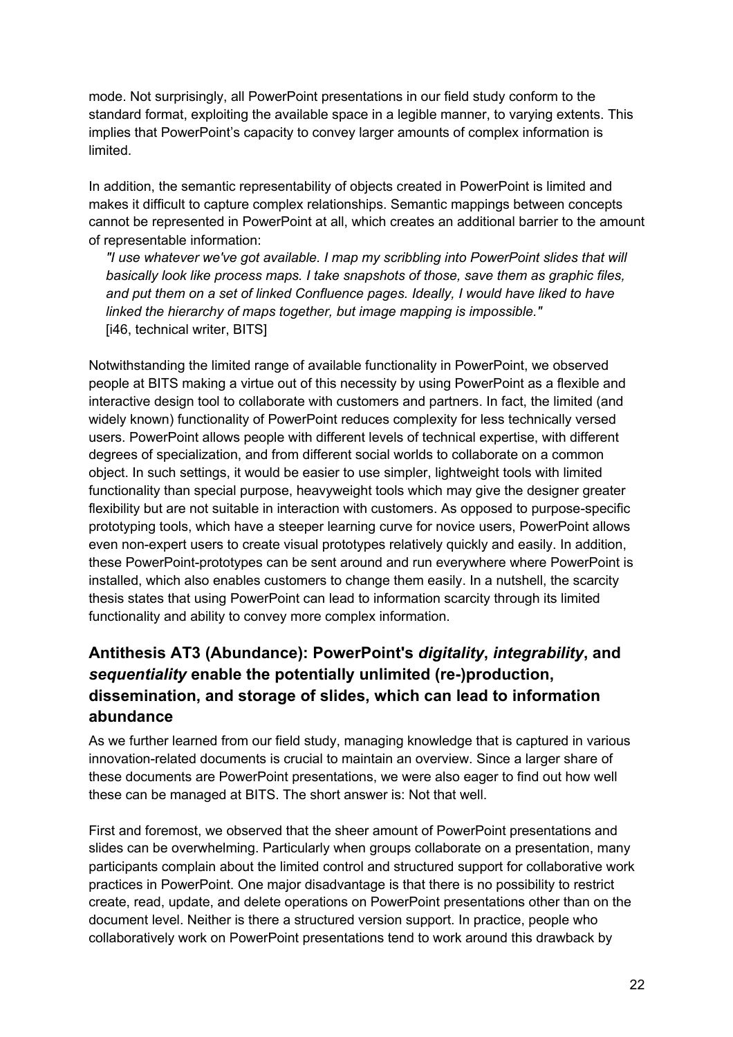mode. Not surprisingly, all PowerPoint presentations in our field study conform to the standard format, exploiting the available space in a legible manner, to varying extents. This implies that PowerPoint's capacity to convey larger amounts of complex information is limited.

In addition, the semantic representability of objects created in PowerPoint is limited and makes it difficult to capture complex relationships. Semantic mappings between concepts cannot be represented in PowerPoint at all, which creates an additional barrier to the amount of representable information:

> *"I use whatever we've got available. I map my scribbling into PowerPoint slides that will basically look like process maps. I take snapshots of those, save them as graphic files, and put them on a set of linked Confluence pages. Ideally, I would have liked to have linked the hierarchy of maps together, but image mapping is impossible."*
> [i46, technical writer, BITS]

Notwithstanding the limited range of available functionality in PowerPoint, we observed people at BITS making a virtue out of this necessity by using PowerPoint as a flexible and interactive design tool to collaborate with customers and partners. In fact, the limited (and widely known) functionality of PowerPoint reduces complexity for less technically versed users. PowerPoint allows people with different levels of technical expertise, with different degrees of specialization, and from different social worlds to collaborate on a common object. In such settings, it would be easier to use simpler, lightweight tools with limited functionality than special purpose, heavyweight tools which may give the designer greater flexibility but are not suitable in interaction with customers. As opposed to purpose-specific prototyping tools, which have a steeper learning curve for novice users, PowerPoint allows even non-expert users to create visual prototypes relatively quickly and easily. In addition, these PowerPoint-prototypes can be sent around and run everywhere where PowerPoint is installed, which also enables customers to change them easily. In a nutshell, the scarcity thesis states that using PowerPoint can lead to information scarcity through its limited functionality and ability to convey more complex information.

## Antithesis AT3 (Abundance): PowerPoint's *digitality*, *integrability*, and *sequentiality* enable the potentially unlimited (re-)production, dissemination, and storage of slides, which can lead to information abundance

As we further learned from our field study, managing knowledge that is captured in various innovation-related documents is crucial to maintain an overview. Since a larger share of these documents are PowerPoint presentations, we were also eager to find out how well these can be managed at BITS. The short answer is: Not that well.

First and foremost, we observed that the sheer amount of PowerPoint presentations and slides can be overwhelming. Particularly when groups collaborate on a presentation, many participants complain about the limited control and structured support for collaborative work practices in PowerPoint. One major disadvantage is that there is no possibility to restrict create, read, update, and delete operations on PowerPoint presentations other than on the document level. Neither is there a structured version support. In practice, people who collaboratively work on PowerPoint presentations tend to work around this drawback by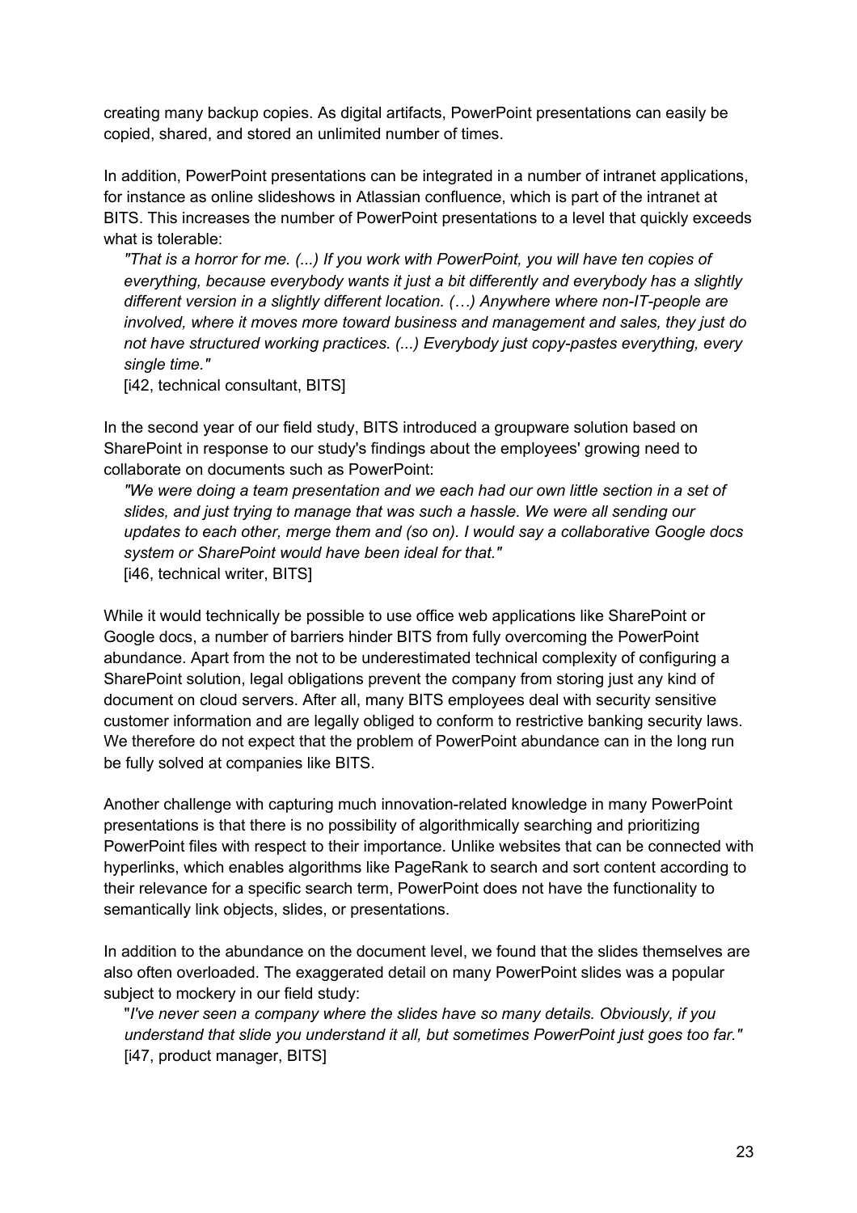creating many backup copies. As digital artifacts, PowerPoint presentations can easily be copied, shared, and stored an unlimited number of times.

In addition, PowerPoint presentations can be integrated in a number of intranet applications, for instance as online slideshows in Atlassian confluence, which is part of the intranet at BITS. This increases the number of PowerPoint presentations to a level that quickly exceeds what is tolerable:

> *"That is a horror for me. (...) If you work with PowerPoint, you will have ten copies of everything, because everybody wants it just a bit differently and everybody has a slightly different version in a slightly different location. (…) Anywhere where non-IT-people are involved, where it moves more toward business and management and sales, they just do not have structured working practices. (...) Everybody just copy-pastes everything, every single time."*
> [i42, technical consultant, BITS]

In the second year of our field study, BITS introduced a groupware solution based on SharePoint in response to our study's findings about the employees' growing need to collaborate on documents such as PowerPoint:

> *"We were doing a team presentation and we each had our own little section in a set of slides, and just trying to manage that was such a hassle. We were all sending our updates to each other, merge them and (so on). I would say a collaborative Google docs system or SharePoint would have been ideal for that."*
> [i46, technical writer, BITS]

While it would technically be possible to use office web applications like SharePoint or Google docs, a number of barriers hinder BITS from fully overcoming the PowerPoint abundance. Apart from the not to be underestimated technical complexity of configuring a SharePoint solution, legal obligations prevent the company from storing just any kind of document on cloud servers. After all, many BITS employees deal with security sensitive customer information and are legally obliged to conform to restrictive banking security laws. We therefore do not expect that the problem of PowerPoint abundance can in the long run be fully solved at companies like BITS.

Another challenge with capturing much innovation-related knowledge in many PowerPoint presentations is that there is no possibility of algorithmically searching and prioritizing PowerPoint files with respect to their importance. Unlike websites that can be connected with hyperlinks, which enables algorithms like PageRank to search and sort content according to their relevance for a specific search term, PowerPoint does not have the functionality to semantically link objects, slides, or presentations.

In addition to the abundance on the document level, we found that the slides themselves are also often overloaded. The exaggerated detail on many PowerPoint slides was a popular subject to mockery in our field study:

> "*I've never seen a company where the slides have so many details. Obviously, if you understand that slide you understand it all, but sometimes PowerPoint just goes too far."*
> [i47, product manager, BITS]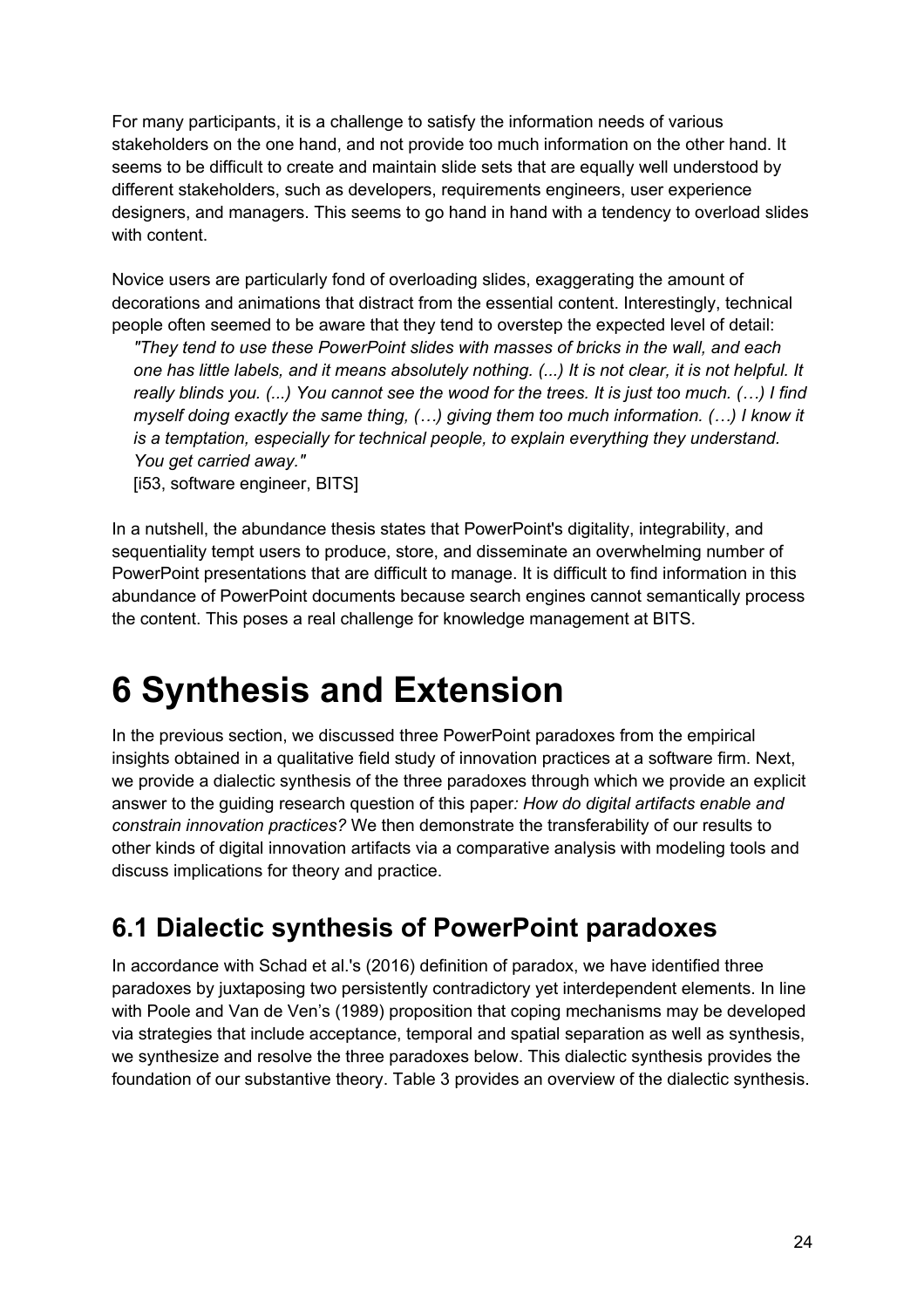For many participants, it is a challenge to satisfy the information needs of various stakeholders on the one hand, and not provide too much information on the other hand. It seems to be difficult to create and maintain slide sets that are equally well understood by different stakeholders, such as developers, requirements engineers, user experience designers, and managers. This seems to go hand in hand with a tendency to overload slides with content.

Novice users are particularly fond of overloading slides, exaggerating the amount of decorations and animations that distract from the essential content. Interestingly, technical people often seemed to be aware that they tend to overstep the expected level of detail:

> *"They tend to use these PowerPoint slides with masses of bricks in the wall, and each one has little labels, and it means absolutely nothing. (...) It is not clear, it is not helpful. It really blinds you. (...) You cannot see the wood for the trees. It is just too much. (…) I find myself doing exactly the same thing, (…) giving them too much information. (…) I know it is a temptation, especially for technical people, to explain everything they understand. You get carried away."*
>
> [i53, software engineer, BITS]

In a nutshell, the abundance thesis states that PowerPoint's digitality, integrability, and sequentiality tempt users to produce, store, and disseminate an overwhelming number of PowerPoint presentations that are difficult to manage. It is difficult to find information in this abundance of PowerPoint documents because search engines cannot semantically process the content. This poses a real challenge for knowledge management at BITS.

# 6 Synthesis and Extension

In the previous section, we discussed three PowerPoint paradoxes from the empirical insights obtained in a qualitative field study of innovation practices at a software firm. Next, we provide a dialectic synthesis of the three paradoxes through which we provide an explicit answer to the guiding research question of this paper*: How do digital artifacts enable and constrain innovation practices?* We then demonstrate the transferability of our results to other kinds of digital innovation artifacts via a comparative analysis with modeling tools and discuss implications for theory and practice.

## 6.1 Dialectic synthesis of PowerPoint paradoxes

In accordance with Schad et al.'s (2016) definition of paradox, we have identified three paradoxes by juxtaposing two persistently contradictory yet interdependent elements. In line with Poole and Van de Ven's (1989) proposition that coping mechanisms may be developed via strategies that include acceptance, temporal and spatial separation as well as synthesis, we synthesize and resolve the three paradoxes below. This dialectic synthesis provides the foundation of our substantive theory. Table 3 provides an overview of the dialectic synthesis.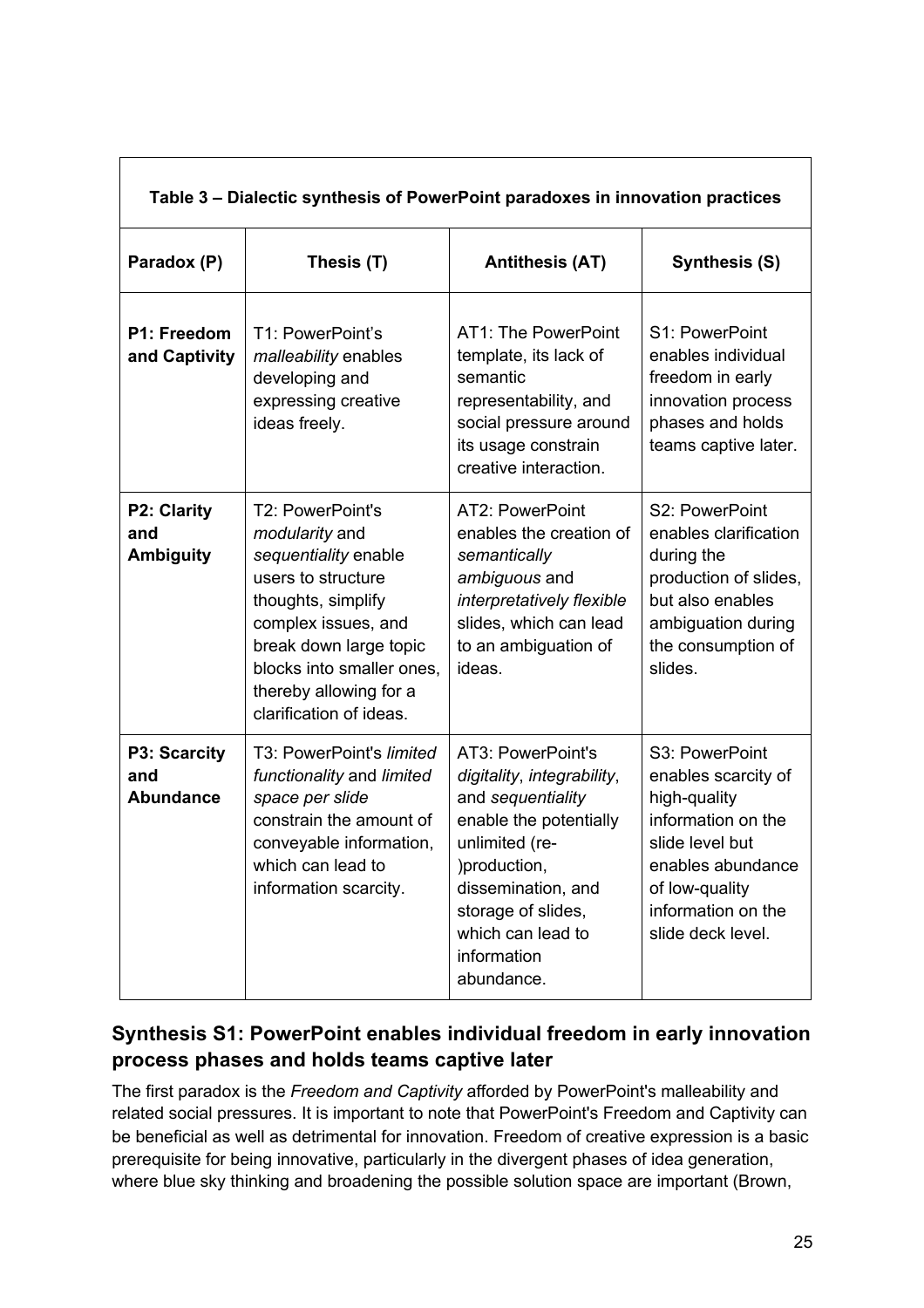**Table 3 – Dialectic synthesis of PowerPoint paradoxes in innovation practices**

| Paradox (P) | Thesis (T) | Antithesis (AT) | Synthesis (S) |
|---|---|---|---|
| **P1: Freedom and Captivity** | T1: PowerPoint's *malleability* enables developing and expressing creative ideas freely. | AT1: The PowerPoint template, its lack of semantic representability, and social pressure around its usage constrain creative interaction. | S1: PowerPoint enables individual freedom in early innovation process phases and holds teams captive later. |
| **P2: Clarity and Ambiguity** | T2: PowerPoint's *modularity* and *sequentiality* enable users to structure thoughts, simplify complex issues, and break down large topic blocks into smaller ones, thereby allowing for a clarification of ideas. | AT2: PowerPoint enables the creation of *semantically ambiguous* and *interpretatively flexible* slides, which can lead to an ambiguation of ideas. | S2: PowerPoint enables clarification during the production of slides, but also enables ambiguation during the consumption of slides. |
| **P3: Scarcity and Abundance** | T3: PowerPoint's *limited functionality* and *limited space per slide* constrain the amount of conveyable information, which can lead to information scarcity. | AT3: PowerPoint's *digitality*, *integrability*, and *sequentiality* enable the potentially unlimited (re-)production, dissemination, and storage of slides, which can lead to information abundance. | S3: PowerPoint enables scarcity of high-quality information on the slide level but enables abundance of low-quality information on the slide deck level. |

### Synthesis S1: PowerPoint enables individual freedom in early innovation process phases and holds teams captive later

The first paradox is the *Freedom and Captivity* afforded by PowerPoint's malleability and related social pressures. It is important to note that PowerPoint's Freedom and Captivity can be beneficial as well as detrimental for innovation. Freedom of creative expression is a basic prerequisite for being innovative, particularly in the divergent phases of idea generation, where blue sky thinking and broadening the possible solution space are important (Brown,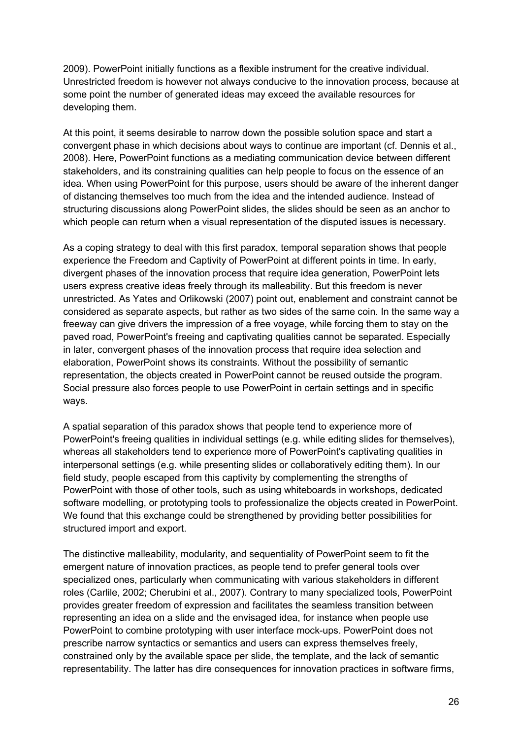2009). PowerPoint initially functions as a flexible instrument for the creative individual. Unrestricted freedom is however not always conducive to the innovation process, because at some point the number of generated ideas may exceed the available resources for developing them.

At this point, it seems desirable to narrow down the possible solution space and start a convergent phase in which decisions about ways to continue are important (cf. Dennis et al., 2008). Here, PowerPoint functions as a mediating communication device between different stakeholders, and its constraining qualities can help people to focus on the essence of an idea. When using PowerPoint for this purpose, users should be aware of the inherent danger of distancing themselves too much from the idea and the intended audience. Instead of structuring discussions along PowerPoint slides, the slides should be seen as an anchor to which people can return when a visual representation of the disputed issues is necessary.

As a coping strategy to deal with this first paradox, temporal separation shows that people experience the Freedom and Captivity of PowerPoint at different points in time. In early, divergent phases of the innovation process that require idea generation, PowerPoint lets users express creative ideas freely through its malleability. But this freedom is never unrestricted. As Yates and Orlikowski (2007) point out, enablement and constraint cannot be considered as separate aspects, but rather as two sides of the same coin. In the same way a freeway can give drivers the impression of a free voyage, while forcing them to stay on the paved road, PowerPoint's freeing and captivating qualities cannot be separated. Especially in later, convergent phases of the innovation process that require idea selection and elaboration, PowerPoint shows its constraints. Without the possibility of semantic representation, the objects created in PowerPoint cannot be reused outside the program. Social pressure also forces people to use PowerPoint in certain settings and in specific ways.

A spatial separation of this paradox shows that people tend to experience more of PowerPoint's freeing qualities in individual settings (e.g. while editing slides for themselves), whereas all stakeholders tend to experience more of PowerPoint's captivating qualities in interpersonal settings (e.g. while presenting slides or collaboratively editing them). In our field study, people escaped from this captivity by complementing the strengths of PowerPoint with those of other tools, such as using whiteboards in workshops, dedicated software modelling, or prototyping tools to professionalize the objects created in PowerPoint. We found that this exchange could be strengthened by providing better possibilities for structured import and export.

The distinctive malleability, modularity, and sequentiality of PowerPoint seem to fit the emergent nature of innovation practices, as people tend to prefer general tools over specialized ones, particularly when communicating with various stakeholders in different roles (Carlile, 2002; Cherubini et al., 2007). Contrary to many specialized tools, PowerPoint provides greater freedom of expression and facilitates the seamless transition between representing an idea on a slide and the envisaged idea, for instance when people use PowerPoint to combine prototyping with user interface mock-ups. PowerPoint does not prescribe narrow syntactics or semantics and users can express themselves freely, constrained only by the available space per slide, the template, and the lack of semantic representability. The latter has dire consequences for innovation practices in software firms,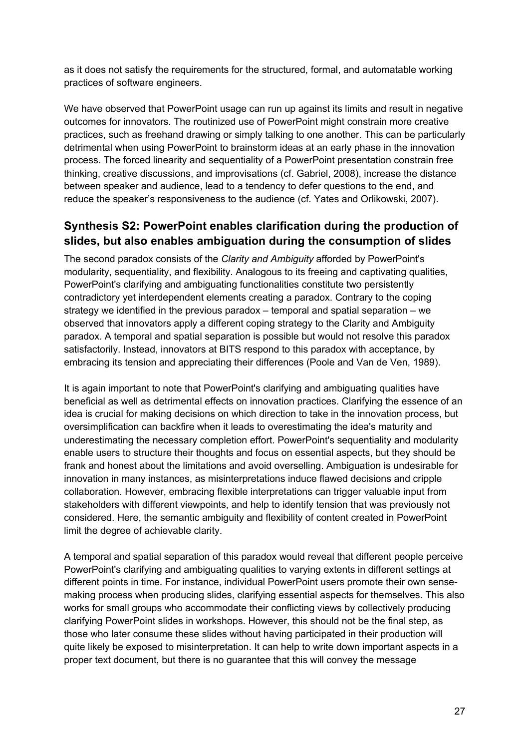as it does not satisfy the requirements for the structured, formal, and automatable working practices of software engineers.

We have observed that PowerPoint usage can run up against its limits and result in negative outcomes for innovators. The routinized use of PowerPoint might constrain more creative practices, such as freehand drawing or simply talking to one another. This can be particularly detrimental when using PowerPoint to brainstorm ideas at an early phase in the innovation process. The forced linearity and sequentiality of a PowerPoint presentation constrain free thinking, creative discussions, and improvisations (cf. Gabriel, 2008), increase the distance between speaker and audience, lead to a tendency to defer questions to the end, and reduce the speaker's responsiveness to the audience (cf. Yates and Orlikowski, 2007).

## Synthesis S2: PowerPoint enables clarification during the production of slides, but also enables ambiguation during the consumption of slides

The second paradox consists of the *Clarity and Ambiguity* afforded by PowerPoint's modularity, sequentiality, and flexibility. Analogous to its freeing and captivating qualities, PowerPoint's clarifying and ambiguating functionalities constitute two persistently contradictory yet interdependent elements creating a paradox. Contrary to the coping strategy we identified in the previous paradox – temporal and spatial separation – we observed that innovators apply a different coping strategy to the Clarity and Ambiguity paradox. A temporal and spatial separation is possible but would not resolve this paradox satisfactorily. Instead, innovators at BITS respond to this paradox with acceptance, by embracing its tension and appreciating their differences (Poole and Van de Ven, 1989).

It is again important to note that PowerPoint's clarifying and ambiguating qualities have beneficial as well as detrimental effects on innovation practices. Clarifying the essence of an idea is crucial for making decisions on which direction to take in the innovation process, but oversimplification can backfire when it leads to overestimating the idea's maturity and underestimating the necessary completion effort. PowerPoint's sequentiality and modularity enable users to structure their thoughts and focus on essential aspects, but they should be frank and honest about the limitations and avoid overselling. Ambiguation is undesirable for innovation in many instances, as misinterpretations induce flawed decisions and cripple collaboration. However, embracing flexible interpretations can trigger valuable input from stakeholders with different viewpoints, and help to identify tension that was previously not considered. Here, the semantic ambiguity and flexibility of content created in PowerPoint limit the degree of achievable clarity.

A temporal and spatial separation of this paradox would reveal that different people perceive PowerPoint's clarifying and ambiguating qualities to varying extents in different settings at different points in time. For instance, individual PowerPoint users promote their own sense-making process when producing slides, clarifying essential aspects for themselves. This also works for small groups who accommodate their conflicting views by collectively producing clarifying PowerPoint slides in workshops. However, this should not be the final step, as those who later consume these slides without having participated in their production will quite likely be exposed to misinterpretation. It can help to write down important aspects in a proper text document, but there is no guarantee that this will convey the message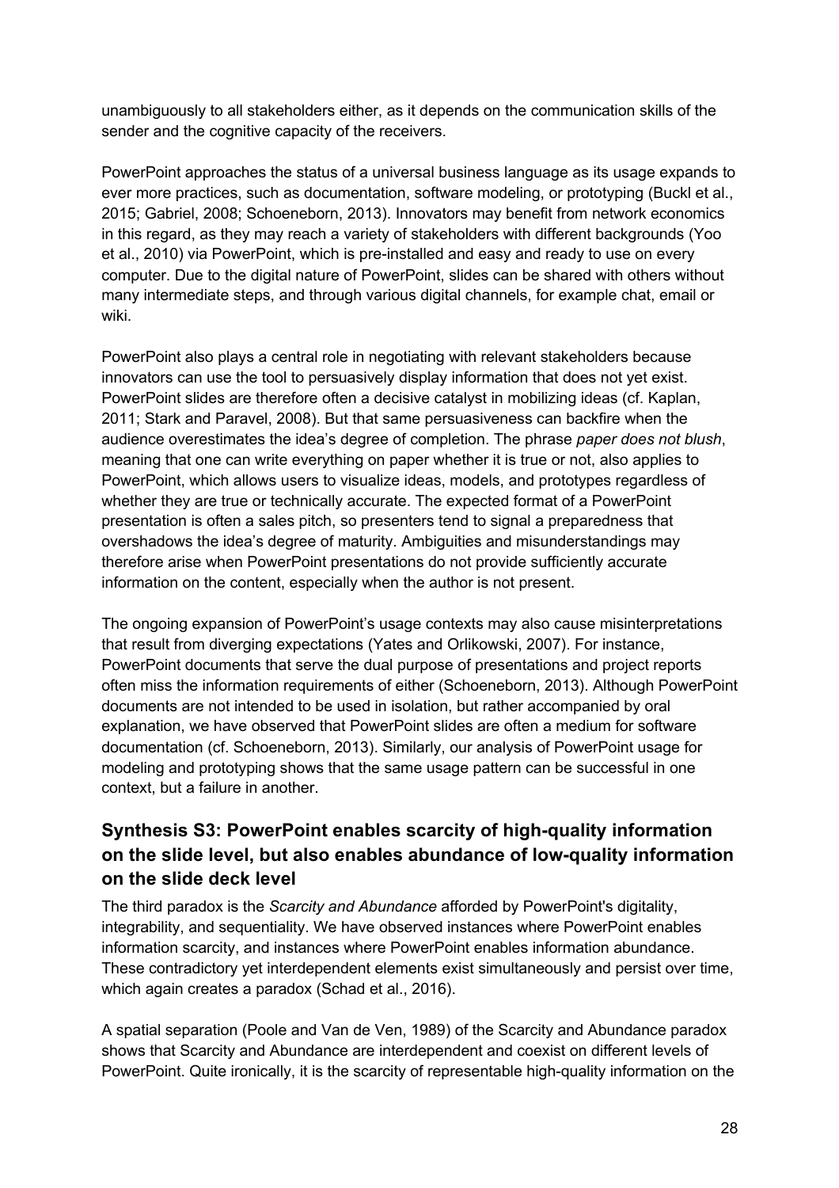unambiguously to all stakeholders either, as it depends on the communication skills of the sender and the cognitive capacity of the receivers.

PowerPoint approaches the status of a universal business language as its usage expands to ever more practices, such as documentation, software modeling, or prototyping (Buckl et al., 2015; Gabriel, 2008; Schoeneborn, 2013). Innovators may benefit from network economics in this regard, as they may reach a variety of stakeholders with different backgrounds (Yoo et al., 2010) via PowerPoint, which is pre-installed and easy and ready to use on every computer. Due to the digital nature of PowerPoint, slides can be shared with others without many intermediate steps, and through various digital channels, for example chat, email or wiki.

PowerPoint also plays a central role in negotiating with relevant stakeholders because innovators can use the tool to persuasively display information that does not yet exist. PowerPoint slides are therefore often a decisive catalyst in mobilizing ideas (cf. Kaplan, 2011; Stark and Paravel, 2008). But that same persuasiveness can backfire when the audience overestimates the idea's degree of completion. The phrase *paper does not blush*, meaning that one can write everything on paper whether it is true or not, also applies to PowerPoint, which allows users to visualize ideas, models, and prototypes regardless of whether they are true or technically accurate. The expected format of a PowerPoint presentation is often a sales pitch, so presenters tend to signal a preparedness that overshadows the idea's degree of maturity. Ambiguities and misunderstandings may therefore arise when PowerPoint presentations do not provide sufficiently accurate information on the content, especially when the author is not present.

The ongoing expansion of PowerPoint's usage contexts may also cause misinterpretations that result from diverging expectations (Yates and Orlikowski, 2007). For instance, PowerPoint documents that serve the dual purpose of presentations and project reports often miss the information requirements of either (Schoeneborn, 2013). Although PowerPoint documents are not intended to be used in isolation, but rather accompanied by oral explanation, we have observed that PowerPoint slides are often a medium for software documentation (cf. Schoeneborn, 2013). Similarly, our analysis of PowerPoint usage for modeling and prototyping shows that the same usage pattern can be successful in one context, but a failure in another.

## Synthesis S3: PowerPoint enables scarcity of high-quality information on the slide level, but also enables abundance of low-quality information on the slide deck level

The third paradox is the *Scarcity and Abundance* afforded by PowerPoint's digitality, integrability, and sequentiality. We have observed instances where PowerPoint enables information scarcity, and instances where PowerPoint enables information abundance. These contradictory yet interdependent elements exist simultaneously and persist over time, which again creates a paradox (Schad et al., 2016).

A spatial separation (Poole and Van de Ven, 1989) of the Scarcity and Abundance paradox shows that Scarcity and Abundance are interdependent and coexist on different levels of PowerPoint. Quite ironically, it is the scarcity of representable high-quality information on the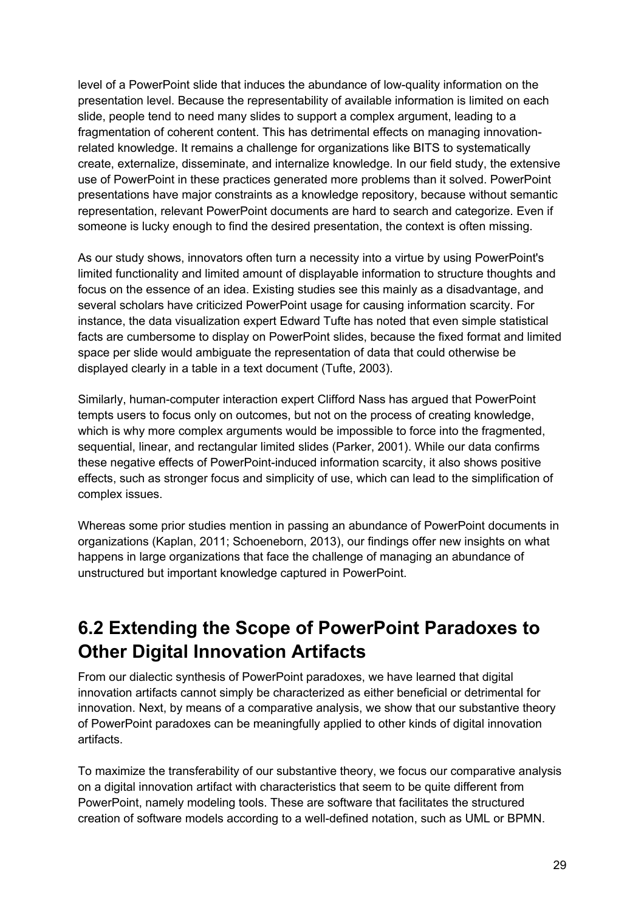level of a PowerPoint slide that induces the abundance of low-quality information on the presentation level. Because the representability of available information is limited on each slide, people tend to need many slides to support a complex argument, leading to a fragmentation of coherent content. This has detrimental effects on managing innovation-related knowledge. It remains a challenge for organizations like BITS to systematically create, externalize, disseminate, and internalize knowledge. In our field study, the extensive use of PowerPoint in these practices generated more problems than it solved. PowerPoint presentations have major constraints as a knowledge repository, because without semantic representation, relevant PowerPoint documents are hard to search and categorize. Even if someone is lucky enough to find the desired presentation, the context is often missing.

As our study shows, innovators often turn a necessity into a virtue by using PowerPoint's limited functionality and limited amount of displayable information to structure thoughts and focus on the essence of an idea. Existing studies see this mainly as a disadvantage, and several scholars have criticized PowerPoint usage for causing information scarcity. For instance, the data visualization expert Edward Tufte has noted that even simple statistical facts are cumbersome to display on PowerPoint slides, because the fixed format and limited space per slide would ambiguate the representation of data that could otherwise be displayed clearly in a table in a text document (Tufte, 2003).

Similarly, human-computer interaction expert Clifford Nass has argued that PowerPoint tempts users to focus only on outcomes, but not on the process of creating knowledge, which is why more complex arguments would be impossible to force into the fragmented, sequential, linear, and rectangular limited slides (Parker, 2001). While our data confirms these negative effects of PowerPoint-induced information scarcity, it also shows positive effects, such as stronger focus and simplicity of use, which can lead to the simplification of complex issues.

Whereas some prior studies mention in passing an abundance of PowerPoint documents in organizations (Kaplan, 2011; Schoeneborn, 2013), our findings offer new insights on what happens in large organizations that face the challenge of managing an abundance of unstructured but important knowledge captured in PowerPoint.

## 6.2 Extending the Scope of PowerPoint Paradoxes to Other Digital Innovation Artifacts

From our dialectic synthesis of PowerPoint paradoxes, we have learned that digital innovation artifacts cannot simply be characterized as either beneficial or detrimental for innovation. Next, by means of a comparative analysis, we show that our substantive theory of PowerPoint paradoxes can be meaningfully applied to other kinds of digital innovation artifacts.

To maximize the transferability of our substantive theory, we focus our comparative analysis on a digital innovation artifact with characteristics that seem to be quite different from PowerPoint, namely modeling tools. These are software that facilitates the structured creation of software models according to a well-defined notation, such as UML or BPMN.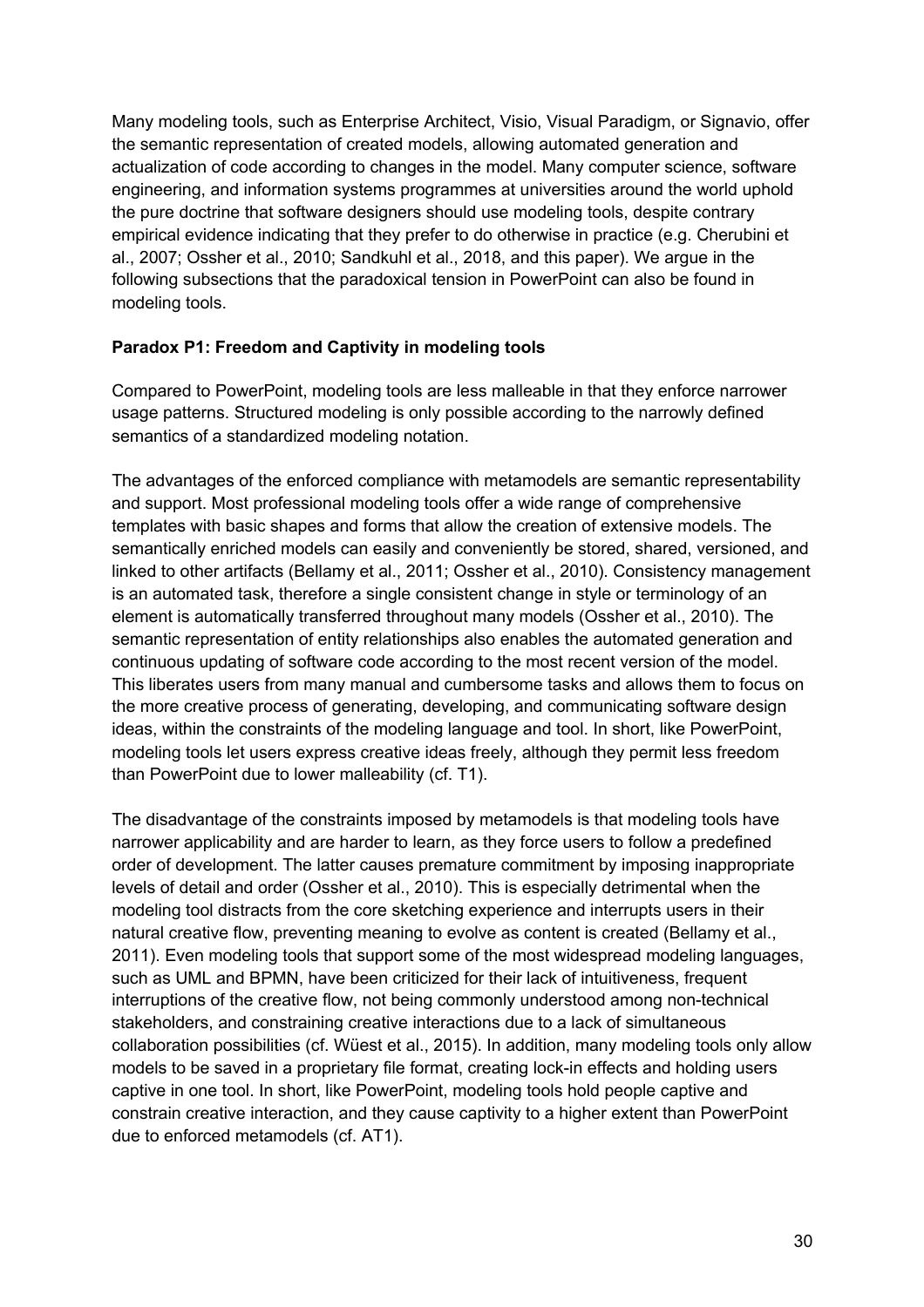Many modeling tools, such as Enterprise Architect, Visio, Visual Paradigm, or Signavio, offer the semantic representation of created models, allowing automated generation and actualization of code according to changes in the model. Many computer science, software engineering, and information systems programmes at universities around the world uphold the pure doctrine that software designers should use modeling tools, despite contrary empirical evidence indicating that they prefer to do otherwise in practice (e.g. Cherubini et al., 2007; Ossher et al., 2010; Sandkuhl et al., 2018, and this paper). We argue in the following subsections that the paradoxical tension in PowerPoint can also be found in modeling tools.

**Paradox P1: Freedom and Captivity in modeling tools**

Compared to PowerPoint, modeling tools are less malleable in that they enforce narrower usage patterns. Structured modeling is only possible according to the narrowly defined semantics of a standardized modeling notation.

The advantages of the enforced compliance with metamodels are semantic representability and support. Most professional modeling tools offer a wide range of comprehensive templates with basic shapes and forms that allow the creation of extensive models. The semantically enriched models can easily and conveniently be stored, shared, versioned, and linked to other artifacts (Bellamy et al., 2011; Ossher et al., 2010). Consistency management is an automated task, therefore a single consistent change in style or terminology of an element is automatically transferred throughout many models (Ossher et al., 2010). The semantic representation of entity relationships also enables the automated generation and continuous updating of software code according to the most recent version of the model. This liberates users from many manual and cumbersome tasks and allows them to focus on the more creative process of generating, developing, and communicating software design ideas, within the constraints of the modeling language and tool. In short, like PowerPoint, modeling tools let users express creative ideas freely, although they permit less freedom than PowerPoint due to lower malleability (cf. T1).

The disadvantage of the constraints imposed by metamodels is that modeling tools have narrower applicability and are harder to learn, as they force users to follow a predefined order of development. The latter causes premature commitment by imposing inappropriate levels of detail and order (Ossher et al., 2010). This is especially detrimental when the modeling tool distracts from the core sketching experience and interrupts users in their natural creative flow, preventing meaning to evolve as content is created (Bellamy et al., 2011). Even modeling tools that support some of the most widespread modeling languages, such as UML and BPMN, have been criticized for their lack of intuitiveness, frequent interruptions of the creative flow, not being commonly understood among non-technical stakeholders, and constraining creative interactions due to a lack of simultaneous collaboration possibilities (cf. Wüest et al., 2015). In addition, many modeling tools only allow models to be saved in a proprietary file format, creating lock-in effects and holding users captive in one tool. In short, like PowerPoint, modeling tools hold people captive and constrain creative interaction, and they cause captivity to a higher extent than PowerPoint due to enforced metamodels (cf. AT1).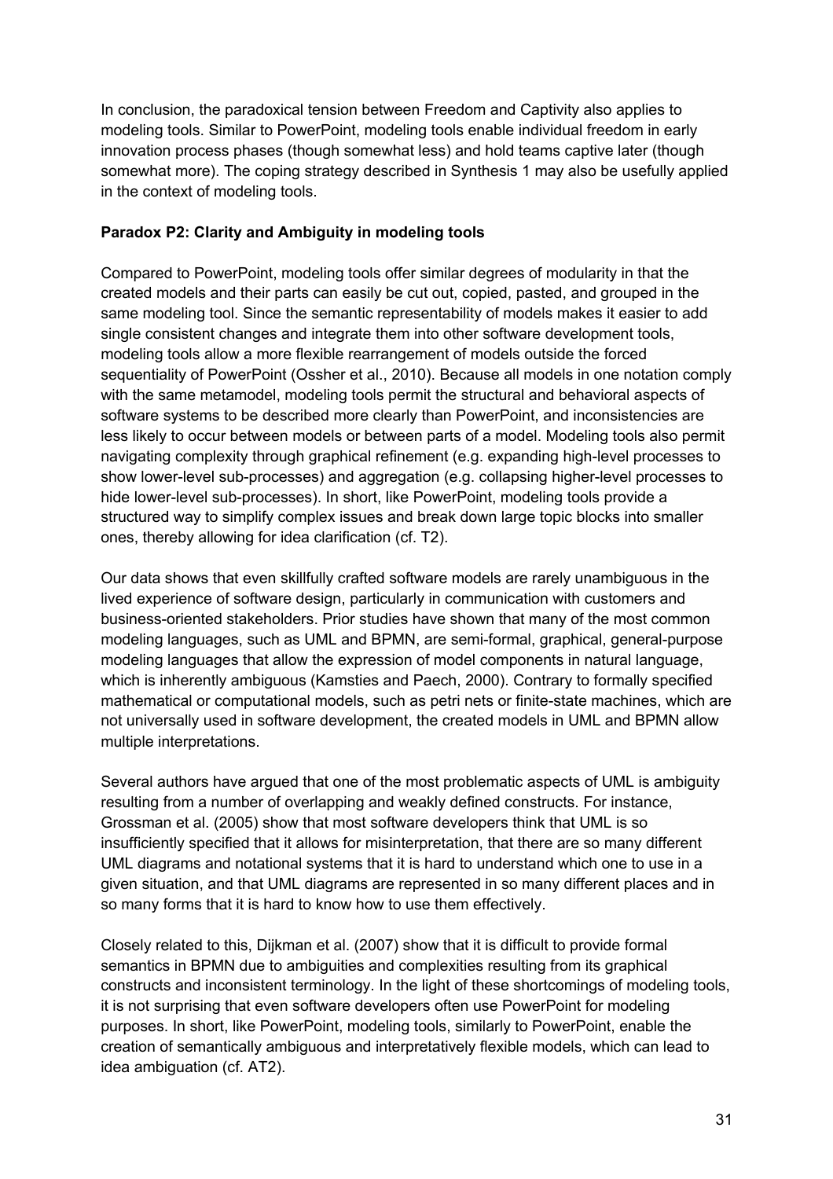In conclusion, the paradoxical tension between Freedom and Captivity also applies to modeling tools. Similar to PowerPoint, modeling tools enable individual freedom in early innovation process phases (though somewhat less) and hold teams captive later (though somewhat more). The coping strategy described in Synthesis 1 may also be usefully applied in the context of modeling tools.

**Paradox P2: Clarity and Ambiguity in modeling tools**

Compared to PowerPoint, modeling tools offer similar degrees of modularity in that the created models and their parts can easily be cut out, copied, pasted, and grouped in the same modeling tool. Since the semantic representability of models makes it easier to add single consistent changes and integrate them into other software development tools, modeling tools allow a more flexible rearrangement of models outside the forced sequentiality of PowerPoint (Ossher et al., 2010). Because all models in one notation comply with the same metamodel, modeling tools permit the structural and behavioral aspects of software systems to be described more clearly than PowerPoint, and inconsistencies are less likely to occur between models or between parts of a model. Modeling tools also permit navigating complexity through graphical refinement (e.g. expanding high-level processes to show lower-level sub-processes) and aggregation (e.g. collapsing higher-level processes to hide lower-level sub-processes). In short, like PowerPoint, modeling tools provide a structured way to simplify complex issues and break down large topic blocks into smaller ones, thereby allowing for idea clarification (cf. T2).

Our data shows that even skillfully crafted software models are rarely unambiguous in the lived experience of software design, particularly in communication with customers and business-oriented stakeholders. Prior studies have shown that many of the most common modeling languages, such as UML and BPMN, are semi-formal, graphical, general-purpose modeling languages that allow the expression of model components in natural language, which is inherently ambiguous (Kamsties and Paech, 2000). Contrary to formally specified mathematical or computational models, such as petri nets or finite-state machines, which are not universally used in software development, the created models in UML and BPMN allow multiple interpretations.

Several authors have argued that one of the most problematic aspects of UML is ambiguity resulting from a number of overlapping and weakly defined constructs. For instance, Grossman et al. (2005) show that most software developers think that UML is so insufficiently specified that it allows for misinterpretation, that there are so many different UML diagrams and notational systems that it is hard to understand which one to use in a given situation, and that UML diagrams are represented in so many different places and in so many forms that it is hard to know how to use them effectively.

Closely related to this, Dijkman et al. (2007) show that it is difficult to provide formal semantics in BPMN due to ambiguities and complexities resulting from its graphical constructs and inconsistent terminology. In the light of these shortcomings of modeling tools, it is not surprising that even software developers often use PowerPoint for modeling purposes. In short, like PowerPoint, modeling tools, similarly to PowerPoint, enable the creation of semantically ambiguous and interpretatively flexible models, which can lead to idea ambiguation (cf. AT2).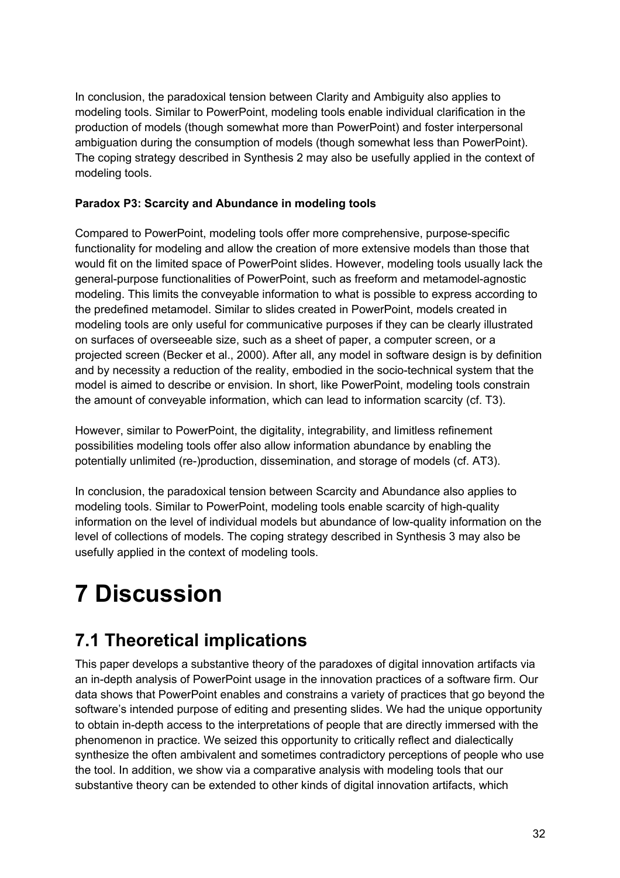In conclusion, the paradoxical tension between Clarity and Ambiguity also applies to modeling tools. Similar to PowerPoint, modeling tools enable individual clarification in the production of models (though somewhat more than PowerPoint) and foster interpersonal ambiguation during the consumption of models (though somewhat less than PowerPoint). The coping strategy described in Synthesis 2 may also be usefully applied in the context of modeling tools.

**Paradox P3: Scarcity and Abundance in modeling tools**

Compared to PowerPoint, modeling tools offer more comprehensive, purpose-specific functionality for modeling and allow the creation of more extensive models than those that would fit on the limited space of PowerPoint slides. However, modeling tools usually lack the general-purpose functionalities of PowerPoint, such as freeform and metamodel-agnostic modeling. This limits the conveyable information to what is possible to express according to the predefined metamodel. Similar to slides created in PowerPoint, models created in modeling tools are only useful for communicative purposes if they can be clearly illustrated on surfaces of overseeable size, such as a sheet of paper, a computer screen, or a projected screen (Becker et al., 2000). After all, any model in software design is by definition and by necessity a reduction of the reality, embodied in the socio-technical system that the model is aimed to describe or envision. In short, like PowerPoint, modeling tools constrain the amount of conveyable information, which can lead to information scarcity (cf. T3).

However, similar to PowerPoint, the digitality, integrability, and limitless refinement possibilities modeling tools offer also allow information abundance by enabling the potentially unlimited (re-)production, dissemination, and storage of models (cf. AT3).

In conclusion, the paradoxical tension between Scarcity and Abundance also applies to modeling tools. Similar to PowerPoint, modeling tools enable scarcity of high-quality information on the level of individual models but abundance of low-quality information on the level of collections of models. The coping strategy described in Synthesis 3 may also be usefully applied in the context of modeling tools.

# 7 Discussion

## 7.1 Theoretical implications

This paper develops a substantive theory of the paradoxes of digital innovation artifacts via an in-depth analysis of PowerPoint usage in the innovation practices of a software firm. Our data shows that PowerPoint enables and constrains a variety of practices that go beyond the software's intended purpose of editing and presenting slides. We had the unique opportunity to obtain in-depth access to the interpretations of people that are directly immersed with the phenomenon in practice. We seized this opportunity to critically reflect and dialectically synthesize the often ambivalent and sometimes contradictory perceptions of people who use the tool. In addition, we show via a comparative analysis with modeling tools that our substantive theory can be extended to other kinds of digital innovation artifacts, which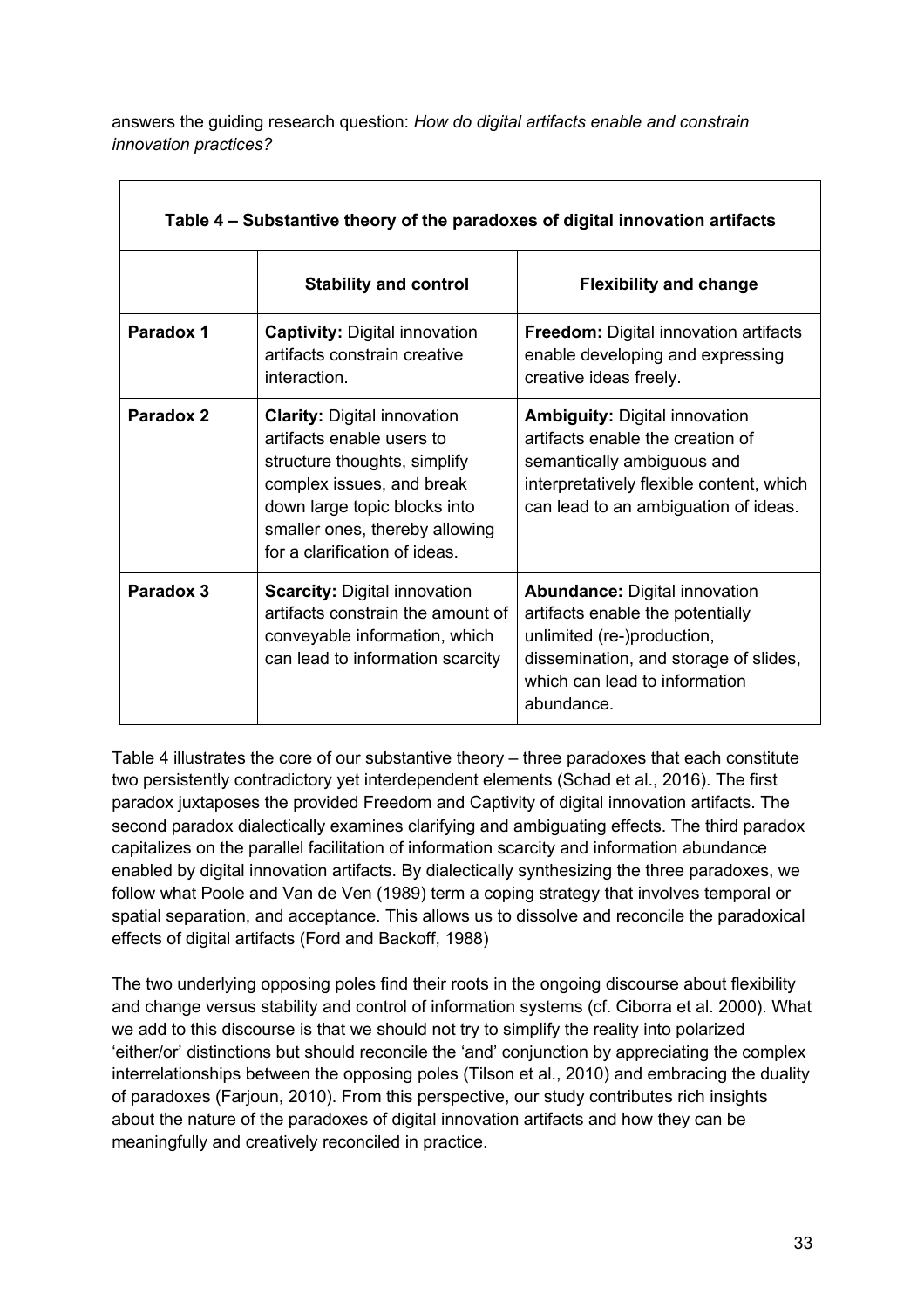answers the guiding research question: *How do digital artifacts enable and constrain innovation practices?*

**Table 4 – Substantive theory of the paradoxes of digital innovation artifacts**

| | **Stability and control** | **Flexibility and change** |
|---|---|---|
| **Paradox 1** | **Captivity:** Digital innovation artifacts constrain creative interaction. | **Freedom:** Digital innovation artifacts enable developing and expressing creative ideas freely. |
| **Paradox 2** | **Clarity:** Digital innovation artifacts enable users to structure thoughts, simplify complex issues, and break down large topic blocks into smaller ones, thereby allowing for a clarification of ideas. | **Ambiguity:** Digital innovation artifacts enable the creation of semantically ambiguous and interpretatively flexible content, which can lead to an ambiguation of ideas. |
| **Paradox 3** | **Scarcity:** Digital innovation artifacts constrain the amount of conveyable information, which can lead to information scarcity | **Abundance:** Digital innovation artifacts enable the potentially unlimited (re-)production, dissemination, and storage of slides, which can lead to information abundance. |

Table 4 illustrates the core of our substantive theory – three paradoxes that each constitute two persistently contradictory yet interdependent elements (Schad et al., 2016). The first paradox juxtaposes the provided Freedom and Captivity of digital innovation artifacts. The second paradox dialectically examines clarifying and ambiguating effects. The third paradox capitalizes on the parallel facilitation of information scarcity and information abundance enabled by digital innovation artifacts. By dialectically synthesizing the three paradoxes, we follow what Poole and Van de Ven (1989) term a coping strategy that involves temporal or spatial separation, and acceptance. This allows us to dissolve and reconcile the paradoxical effects of digital artifacts (Ford and Backoff, 1988)

The two underlying opposing poles find their roots in the ongoing discourse about flexibility and change versus stability and control of information systems (cf. Ciborra et al. 2000). What we add to this discourse is that we should not try to simplify the reality into polarized 'either/or' distinctions but should reconcile the 'and' conjunction by appreciating the complex interrelationships between the opposing poles (Tilson et al., 2010) and embracing the duality of paradoxes (Farjoun, 2010). From this perspective, our study contributes rich insights about the nature of the paradoxes of digital innovation artifacts and how they can be meaningfully and creatively reconciled in practice.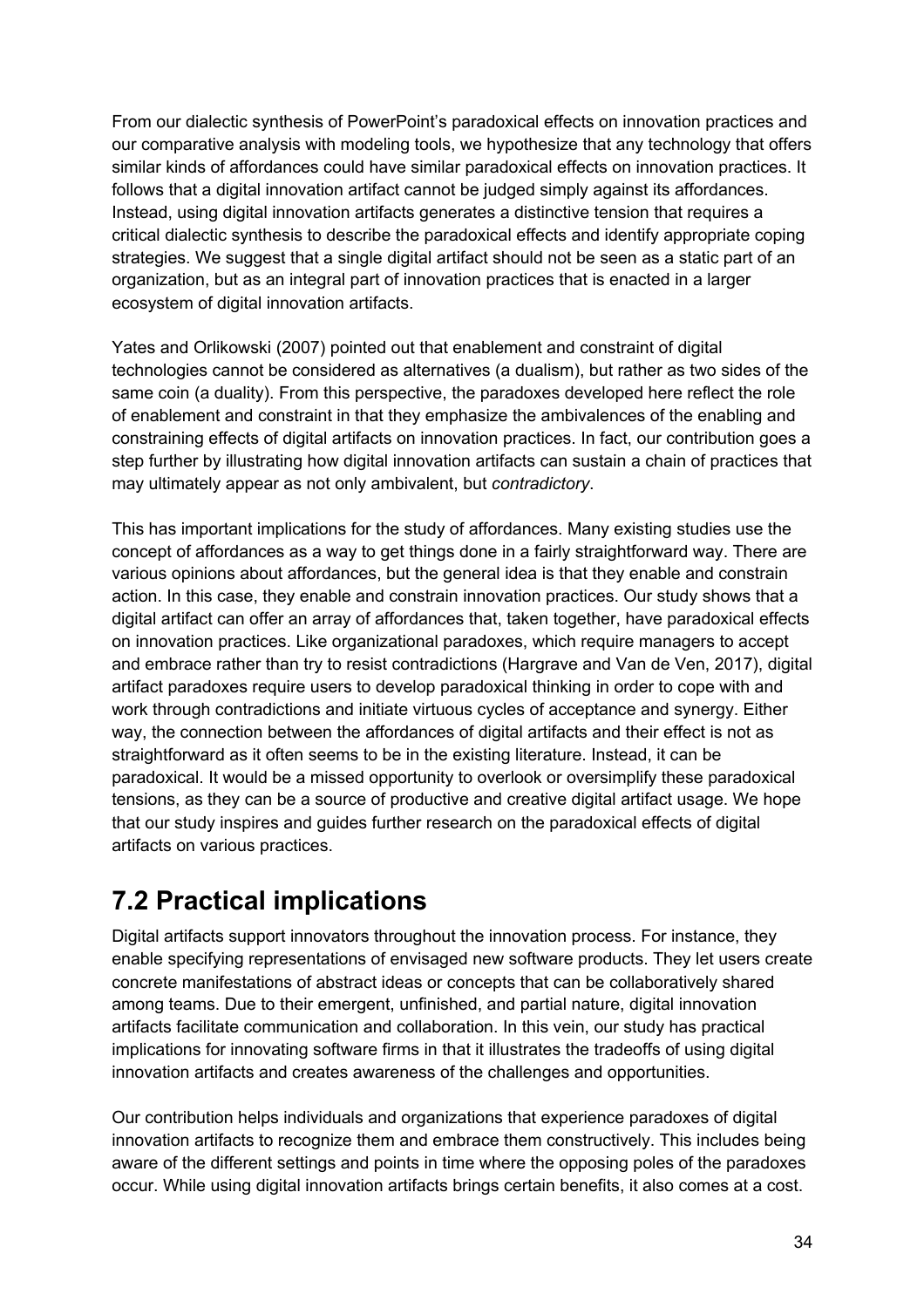From our dialectic synthesis of PowerPoint's paradoxical effects on innovation practices and our comparative analysis with modeling tools, we hypothesize that any technology that offers similar kinds of affordances could have similar paradoxical effects on innovation practices. It follows that a digital innovation artifact cannot be judged simply against its affordances. Instead, using digital innovation artifacts generates a distinctive tension that requires a critical dialectic synthesis to describe the paradoxical effects and identify appropriate coping strategies. We suggest that a single digital artifact should not be seen as a static part of an organization, but as an integral part of innovation practices that is enacted in a larger ecosystem of digital innovation artifacts.

Yates and Orlikowski (2007) pointed out that enablement and constraint of digital technologies cannot be considered as alternatives (a dualism), but rather as two sides of the same coin (a duality). From this perspective, the paradoxes developed here reflect the role of enablement and constraint in that they emphasize the ambivalences of the enabling and constraining effects of digital artifacts on innovation practices. In fact, our contribution goes a step further by illustrating how digital innovation artifacts can sustain a chain of practices that may ultimately appear as not only ambivalent, but *contradictory*.

This has important implications for the study of affordances. Many existing studies use the concept of affordances as a way to get things done in a fairly straightforward way. There are various opinions about affordances, but the general idea is that they enable and constrain action. In this case, they enable and constrain innovation practices. Our study shows that a digital artifact can offer an array of affordances that, taken together, have paradoxical effects on innovation practices. Like organizational paradoxes, which require managers to accept and embrace rather than try to resist contradictions (Hargrave and Van de Ven, 2017), digital artifact paradoxes require users to develop paradoxical thinking in order to cope with and work through contradictions and initiate virtuous cycles of acceptance and synergy. Either way, the connection between the affordances of digital artifacts and their effect is not as straightforward as it often seems to be in the existing literature. Instead, it can be paradoxical. It would be a missed opportunity to overlook or oversimplify these paradoxical tensions, as they can be a source of productive and creative digital artifact usage. We hope that our study inspires and guides further research on the paradoxical effects of digital artifacts on various practices.

## 7.2 Practical implications

Digital artifacts support innovators throughout the innovation process. For instance, they enable specifying representations of envisaged new software products. They let users create concrete manifestations of abstract ideas or concepts that can be collaboratively shared among teams. Due to their emergent, unfinished, and partial nature, digital innovation artifacts facilitate communication and collaboration. In this vein, our study has practical implications for innovating software firms in that it illustrates the tradeoffs of using digital innovation artifacts and creates awareness of the challenges and opportunities.

Our contribution helps individuals and organizations that experience paradoxes of digital innovation artifacts to recognize them and embrace them constructively. This includes being aware of the different settings and points in time where the opposing poles of the paradoxes occur. While using digital innovation artifacts brings certain benefits, it also comes at a cost.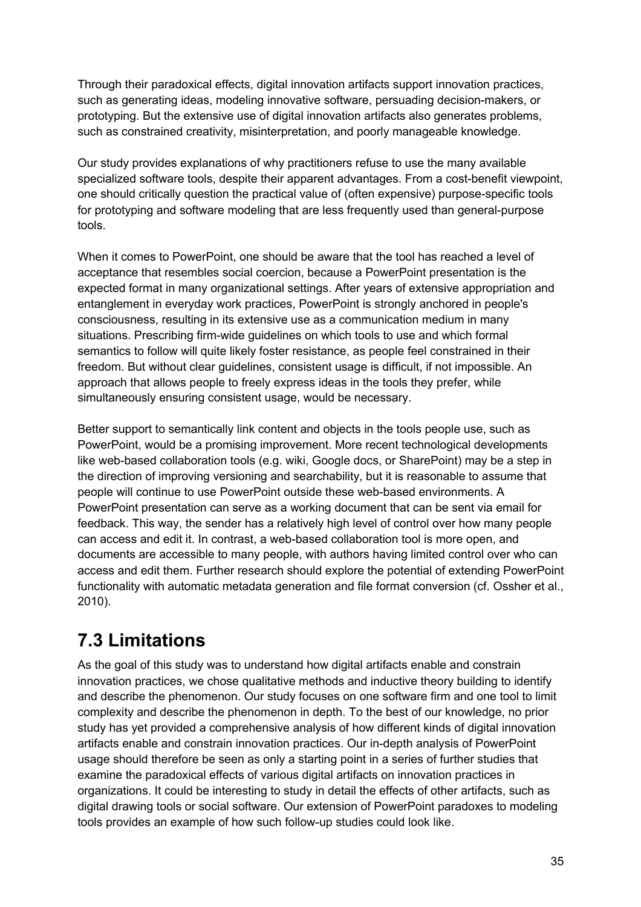Through their paradoxical effects, digital innovation artifacts support innovation practices, such as generating ideas, modeling innovative software, persuading decision-makers, or prototyping. But the extensive use of digital innovation artifacts also generates problems, such as constrained creativity, misinterpretation, and poorly manageable knowledge.

Our study provides explanations of why practitioners refuse to use the many available specialized software tools, despite their apparent advantages. From a cost-benefit viewpoint, one should critically question the practical value of (often expensive) purpose-specific tools for prototyping and software modeling that are less frequently used than general-purpose tools.

When it comes to PowerPoint, one should be aware that the tool has reached a level of acceptance that resembles social coercion, because a PowerPoint presentation is the expected format in many organizational settings. After years of extensive appropriation and entanglement in everyday work practices, PowerPoint is strongly anchored in people's consciousness, resulting in its extensive use as a communication medium in many situations. Prescribing firm-wide guidelines on which tools to use and which formal semantics to follow will quite likely foster resistance, as people feel constrained in their freedom. But without clear guidelines, consistent usage is difficult, if not impossible. An approach that allows people to freely express ideas in the tools they prefer, while simultaneously ensuring consistent usage, would be necessary.

Better support to semantically link content and objects in the tools people use, such as PowerPoint, would be a promising improvement. More recent technological developments like web-based collaboration tools (e.g. wiki, Google docs, or SharePoint) may be a step in the direction of improving versioning and searchability, but it is reasonable to assume that people will continue to use PowerPoint outside these web-based environments. A PowerPoint presentation can serve as a working document that can be sent via email for feedback. This way, the sender has a relatively high level of control over how many people can access and edit it. In contrast, a web-based collaboration tool is more open, and documents are accessible to many people, with authors having limited control over who can access and edit them. Further research should explore the potential of extending PowerPoint functionality with automatic metadata generation and file format conversion (cf. Ossher et al., 2010).

## 7.3 Limitations

As the goal of this study was to understand how digital artifacts enable and constrain innovation practices, we chose qualitative methods and inductive theory building to identify and describe the phenomenon. Our study focuses on one software firm and one tool to limit complexity and describe the phenomenon in depth. To the best of our knowledge, no prior study has yet provided a comprehensive analysis of how different kinds of digital innovation artifacts enable and constrain innovation practices. Our in-depth analysis of PowerPoint usage should therefore be seen as only a starting point in a series of further studies that examine the paradoxical effects of various digital artifacts on innovation practices in organizations. It could be interesting to study in detail the effects of other artifacts, such as digital drawing tools or social software. Our extension of PowerPoint paradoxes to modeling tools provides an example of how such follow-up studies could look like.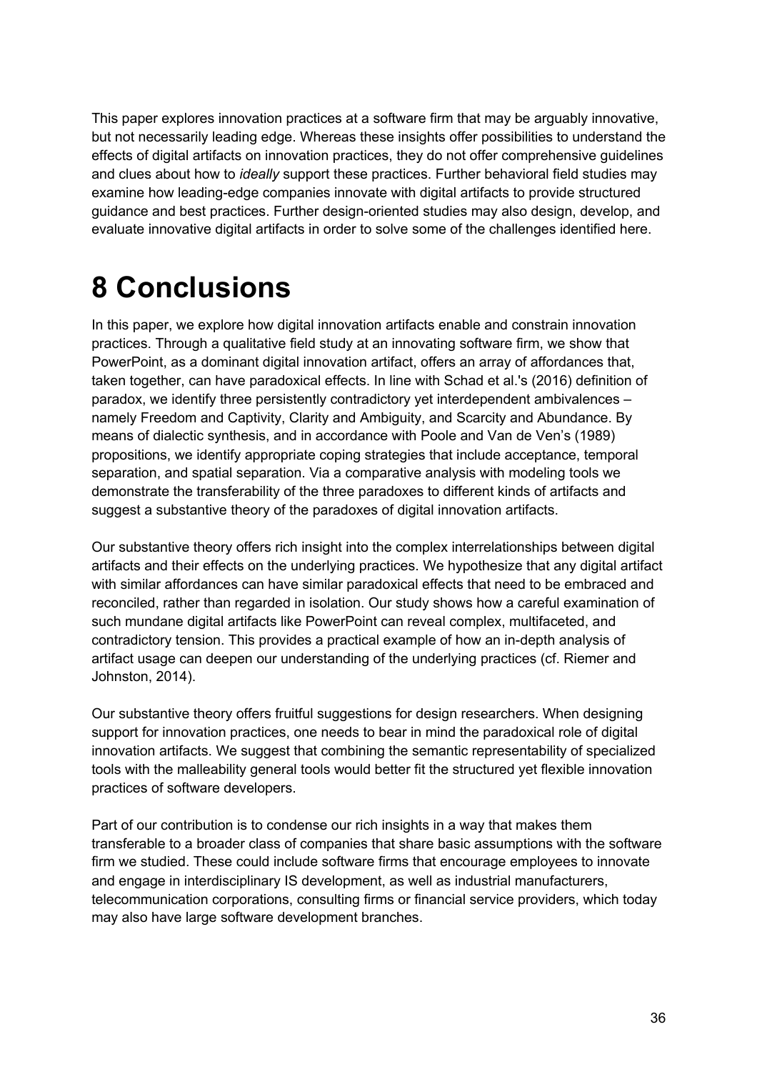This paper explores innovation practices at a software firm that may be arguably innovative, but not necessarily leading edge. Whereas these insights offer possibilities to understand the effects of digital artifacts on innovation practices, they do not offer comprehensive guidelines and clues about how to *ideally* support these practices. Further behavioral field studies may examine how leading-edge companies innovate with digital artifacts to provide structured guidance and best practices. Further design-oriented studies may also design, develop, and evaluate innovative digital artifacts in order to solve some of the challenges identified here.

# 8 Conclusions

In this paper, we explore how digital innovation artifacts enable and constrain innovation practices. Through a qualitative field study at an innovating software firm, we show that PowerPoint, as a dominant digital innovation artifact, offers an array of affordances that, taken together, can have paradoxical effects. In line with Schad et al.'s (2016) definition of paradox, we identify three persistently contradictory yet interdependent ambivalences – namely Freedom and Captivity, Clarity and Ambiguity, and Scarcity and Abundance. By means of dialectic synthesis, and in accordance with Poole and Van de Ven's (1989) propositions, we identify appropriate coping strategies that include acceptance, temporal separation, and spatial separation. Via a comparative analysis with modeling tools we demonstrate the transferability of the three paradoxes to different kinds of artifacts and suggest a substantive theory of the paradoxes of digital innovation artifacts.

Our substantive theory offers rich insight into the complex interrelationships between digital artifacts and their effects on the underlying practices. We hypothesize that any digital artifact with similar affordances can have similar paradoxical effects that need to be embraced and reconciled, rather than regarded in isolation. Our study shows how a careful examination of such mundane digital artifacts like PowerPoint can reveal complex, multifaceted, and contradictory tension. This provides a practical example of how an in-depth analysis of artifact usage can deepen our understanding of the underlying practices (cf. Riemer and Johnston, 2014).

Our substantive theory offers fruitful suggestions for design researchers. When designing support for innovation practices, one needs to bear in mind the paradoxical role of digital innovation artifacts. We suggest that combining the semantic representability of specialized tools with the malleability general tools would better fit the structured yet flexible innovation practices of software developers.

Part of our contribution is to condense our rich insights in a way that makes them transferable to a broader class of companies that share basic assumptions with the software firm we studied. These could include software firms that encourage employees to innovate and engage in interdisciplinary IS development, as well as industrial manufacturers, telecommunication corporations, consulting firms or financial service providers, which today may also have large software development branches.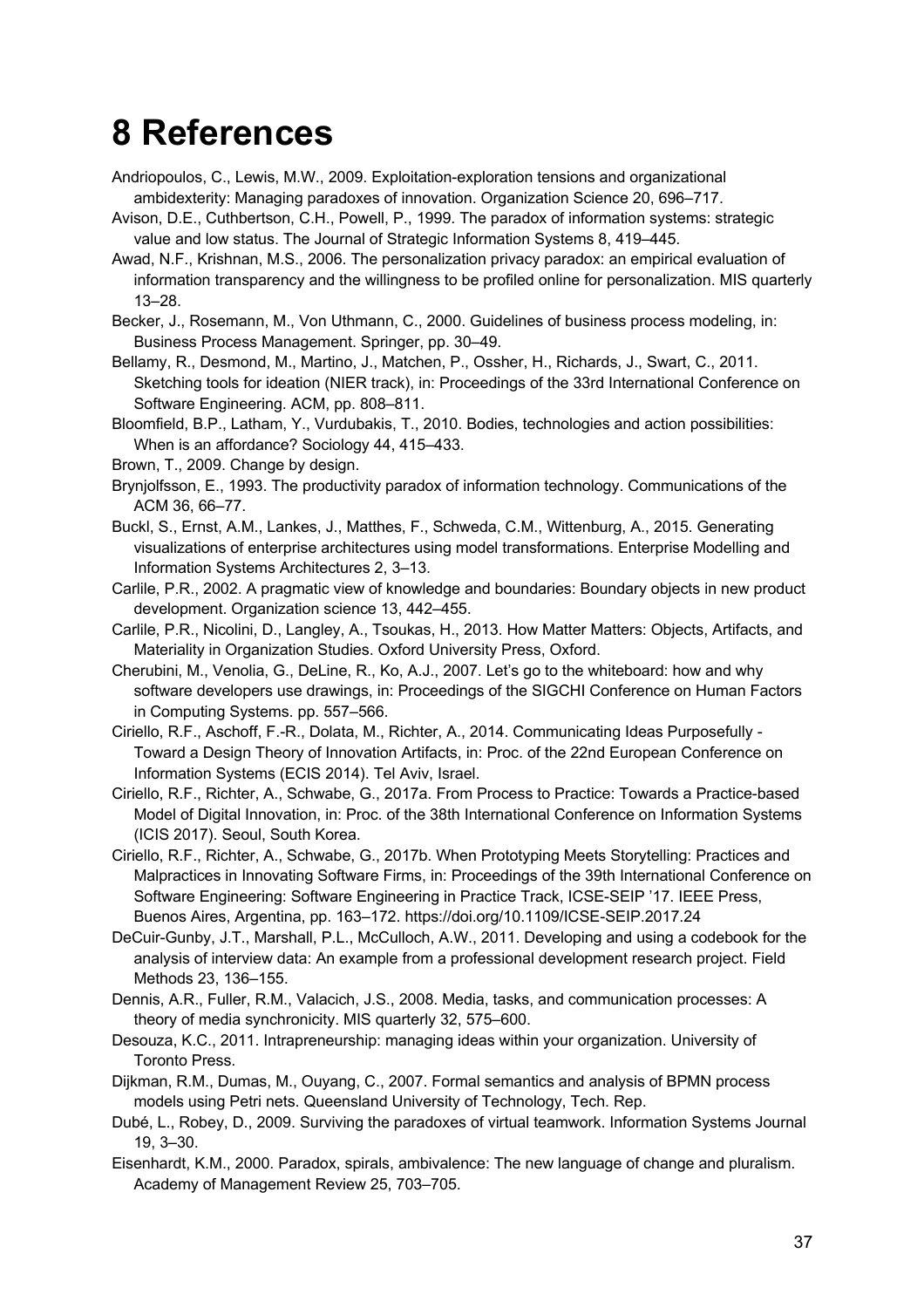# 8 References

Andriopoulos, C., Lewis, M.W., 2009. Exploitation-exploration tensions and organizational ambidexterity: Managing paradoxes of innovation. Organization Science 20, 696–717.

Avison, D.E., Cuthbertson, C.H., Powell, P., 1999. The paradox of information systems: strategic value and low status. The Journal of Strategic Information Systems 8, 419–445.

Awad, N.F., Krishnan, M.S., 2006. The personalization privacy paradox: an empirical evaluation of information transparency and the willingness to be profiled online for personalization. MIS quarterly 13–28.

Becker, J., Rosemann, M., Von Uthmann, C., 2000. Guidelines of business process modeling, in: Business Process Management. Springer, pp. 30–49.

Bellamy, R., Desmond, M., Martino, J., Matchen, P., Ossher, H., Richards, J., Swart, C., 2011. Sketching tools for ideation (NIER track), in: Proceedings of the 33rd International Conference on Software Engineering. ACM, pp. 808–811.

Bloomfield, B.P., Latham, Y., Vurdubakis, T., 2010. Bodies, technologies and action possibilities: When is an affordance? Sociology 44, 415–433.

Brown, T., 2009. Change by design.

Brynjolfsson, E., 1993. The productivity paradox of information technology. Communications of the ACM 36, 66–77.

Buckl, S., Ernst, A.M., Lankes, J., Matthes, F., Schweda, C.M., Wittenburg, A., 2015. Generating visualizations of enterprise architectures using model transformations. Enterprise Modelling and Information Systems Architectures 2, 3–13.

Carlile, P.R., 2002. A pragmatic view of knowledge and boundaries: Boundary objects in new product development. Organization science 13, 442–455.

Carlile, P.R., Nicolini, D., Langley, A., Tsoukas, H., 2013. How Matter Matters: Objects, Artifacts, and Materiality in Organization Studies. Oxford University Press, Oxford.

Cherubini, M., Venolia, G., DeLine, R., Ko, A.J., 2007. Let's go to the whiteboard: how and why software developers use drawings, in: Proceedings of the SIGCHI Conference on Human Factors in Computing Systems. pp. 557–566.

Ciriello, R.F., Aschoff, F.-R., Dolata, M., Richter, A., 2014. Communicating Ideas Purposefully - Toward a Design Theory of Innovation Artifacts, in: Proc. of the 22nd European Conference on Information Systems (ECIS 2014). Tel Aviv, Israel.

Ciriello, R.F., Richter, A., Schwabe, G., 2017a. From Process to Practice: Towards a Practice-based Model of Digital Innovation, in: Proc. of the 38th International Conference on Information Systems (ICIS 2017). Seoul, South Korea.

Ciriello, R.F., Richter, A., Schwabe, G., 2017b. When Prototyping Meets Storytelling: Practices and Malpractices in Innovating Software Firms, in: Proceedings of the 39th International Conference on Software Engineering: Software Engineering in Practice Track, ICSE-SEIP '17. IEEE Press, Buenos Aires, Argentina, pp. 163–172. https://doi.org/10.1109/ICSE-SEIP.2017.24

DeCuir-Gunby, J.T., Marshall, P.L., McCulloch, A.W., 2011. Developing and using a codebook for the analysis of interview data: An example from a professional development research project. Field Methods 23, 136–155.

Dennis, A.R., Fuller, R.M., Valacich, J.S., 2008. Media, tasks, and communication processes: A theory of media synchronicity. MIS quarterly 32, 575–600.

Desouza, K.C., 2011. Intrapreneurship: managing ideas within your organization. University of Toronto Press.

Dijkman, R.M., Dumas, M., Ouyang, C., 2007. Formal semantics and analysis of BPMN process models using Petri nets. Queensland University of Technology, Tech. Rep.

Dubé, L., Robey, D., 2009. Surviving the paradoxes of virtual teamwork. Information Systems Journal 19, 3–30.

Eisenhardt, K.M., 2000. Paradox, spirals, ambivalence: The new language of change and pluralism. Academy of Management Review 25, 703–705.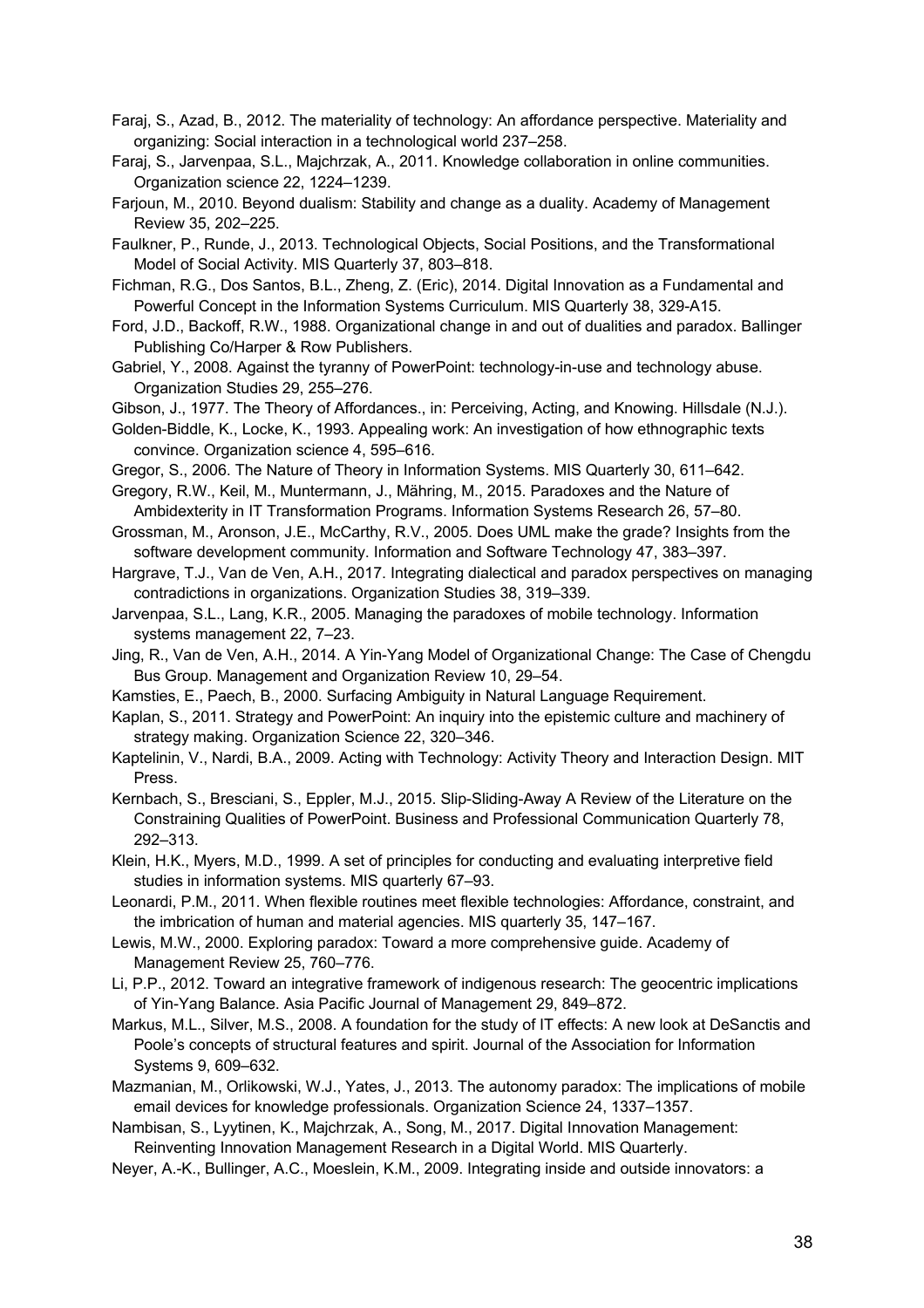Faraj, S., Azad, B., 2012. The materiality of technology: An affordance perspective. Materiality and organizing: Social interaction in a technological world 237–258.

Faraj, S., Jarvenpaa, S.L., Majchrzak, A., 2011. Knowledge collaboration in online communities. Organization science 22, 1224–1239.

Farjoun, M., 2010. Beyond dualism: Stability and change as a duality. Academy of Management Review 35, 202–225.

Faulkner, P., Runde, J., 2013. Technological Objects, Social Positions, and the Transformational Model of Social Activity. MIS Quarterly 37, 803–818.

Fichman, R.G., Dos Santos, B.L., Zheng, Z. (Eric), 2014. Digital Innovation as a Fundamental and Powerful Concept in the Information Systems Curriculum. MIS Quarterly 38, 329-A15.

Ford, J.D., Backoff, R.W., 1988. Organizational change in and out of dualities and paradox. Ballinger Publishing Co/Harper & Row Publishers.

Gabriel, Y., 2008. Against the tyranny of PowerPoint: technology-in-use and technology abuse. Organization Studies 29, 255–276.

Gibson, J., 1977. The Theory of Affordances., in: Perceiving, Acting, and Knowing. Hillsdale (N.J.).

Golden-Biddle, K., Locke, K., 1993. Appealing work: An investigation of how ethnographic texts convince. Organization science 4, 595–616.

Gregor, S., 2006. The Nature of Theory in Information Systems. MIS Quarterly 30, 611–642.

Gregory, R.W., Keil, M., Muntermann, J., Mähring, M., 2015. Paradoxes and the Nature of Ambidexterity in IT Transformation Programs. Information Systems Research 26, 57–80.

Grossman, M., Aronson, J.E., McCarthy, R.V., 2005. Does UML make the grade? Insights from the software development community. Information and Software Technology 47, 383–397.

Hargrave, T.J., Van de Ven, A.H., 2017. Integrating dialectical and paradox perspectives on managing contradictions in organizations. Organization Studies 38, 319–339.

Jarvenpaa, S.L., Lang, K.R., 2005. Managing the paradoxes of mobile technology. Information systems management 22, 7–23.

Jing, R., Van de Ven, A.H., 2014. A Yin-Yang Model of Organizational Change: The Case of Chengdu Bus Group. Management and Organization Review 10, 29–54.

Kamsties, E., Paech, B., 2000. Surfacing Ambiguity in Natural Language Requirement.

Kaplan, S., 2011. Strategy and PowerPoint: An inquiry into the epistemic culture and machinery of strategy making. Organization Science 22, 320–346.

Kaptelinin, V., Nardi, B.A., 2009. Acting with Technology: Activity Theory and Interaction Design. MIT Press.

Kernbach, S., Bresciani, S., Eppler, M.J., 2015. Slip-Sliding-Away A Review of the Literature on the Constraining Qualities of PowerPoint. Business and Professional Communication Quarterly 78, 292–313.

Klein, H.K., Myers, M.D., 1999. A set of principles for conducting and evaluating interpretive field studies in information systems. MIS quarterly 67–93.

Leonardi, P.M., 2011. When flexible routines meet flexible technologies: Affordance, constraint, and the imbrication of human and material agencies. MIS quarterly 35, 147–167.

Lewis, M.W., 2000. Exploring paradox: Toward a more comprehensive guide. Academy of Management Review 25, 760–776.

Li, P.P., 2012. Toward an integrative framework of indigenous research: The geocentric implications of Yin-Yang Balance. Asia Pacific Journal of Management 29, 849–872.

Markus, M.L., Silver, M.S., 2008. A foundation for the study of IT effects: A new look at DeSanctis and Poole's concepts of structural features and spirit. Journal of the Association for Information Systems 9, 609–632.

Mazmanian, M., Orlikowski, W.J., Yates, J., 2013. The autonomy paradox: The implications of mobile email devices for knowledge professionals. Organization Science 24, 1337–1357.

Nambisan, S., Lyytinen, K., Majchrzak, A., Song, M., 2017. Digital Innovation Management: Reinventing Innovation Management Research in a Digital World. MIS Quarterly.

Neyer, A.-K., Bullinger, A.C., Moeslein, K.M., 2009. Integrating inside and outside innovators: a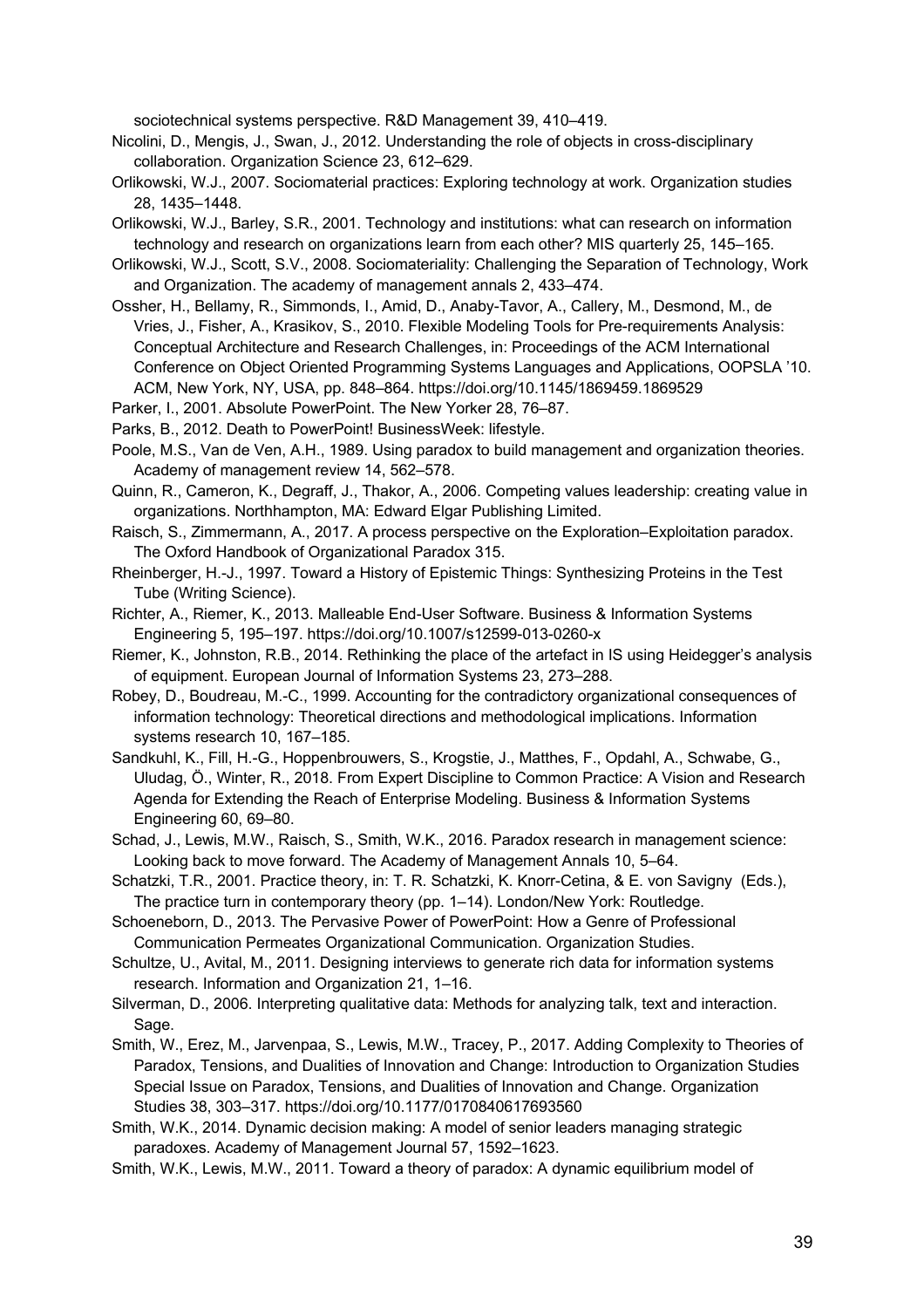sociotechnical systems perspective. R&D Management 39, 410–419.

Nicolini, D., Mengis, J., Swan, J., 2012. Understanding the role of objects in cross-disciplinary collaboration. Organization Science 23, 612–629.

Orlikowski, W.J., 2007. Sociomaterial practices: Exploring technology at work. Organization studies 28, 1435–1448.

Orlikowski, W.J., Barley, S.R., 2001. Technology and institutions: what can research on information technology and research on organizations learn from each other? MIS quarterly 25, 145–165.

Orlikowski, W.J., Scott, S.V., 2008. Sociomateriality: Challenging the Separation of Technology, Work and Organization. The academy of management annals 2, 433–474.

Ossher, H., Bellamy, R., Simmonds, I., Amid, D., Anaby-Tavor, A., Callery, M., Desmond, M., de Vries, J., Fisher, A., Krasikov, S., 2010. Flexible Modeling Tools for Pre-requirements Analysis: Conceptual Architecture and Research Challenges, in: Proceedings of the ACM International Conference on Object Oriented Programming Systems Languages and Applications, OOPSLA '10. ACM, New York, NY, USA, pp. 848–864. https://doi.org/10.1145/1869459.1869529

Parker, I., 2001. Absolute PowerPoint. The New Yorker 28, 76–87.

Parks, B., 2012. Death to PowerPoint! BusinessWeek: lifestyle.

Poole, M.S., Van de Ven, A.H., 1989. Using paradox to build management and organization theories. Academy of management review 14, 562–578.

Quinn, R., Cameron, K., Degraff, J., Thakor, A., 2006. Competing values leadership: creating value in organizations. Northhampton, MA: Edward Elgar Publishing Limited.

Raisch, S., Zimmermann, A., 2017. A process perspective on the Exploration–Exploitation paradox. The Oxford Handbook of Organizational Paradox 315.

Rheinberger, H.-J., 1997. Toward a History of Epistemic Things: Synthesizing Proteins in the Test Tube (Writing Science).

Richter, A., Riemer, K., 2013. Malleable End-User Software. Business & Information Systems Engineering 5, 195–197. https://doi.org/10.1007/s12599-013-0260-x

Riemer, K., Johnston, R.B., 2014. Rethinking the place of the artefact in IS using Heidegger's analysis of equipment. European Journal of Information Systems 23, 273–288.

Robey, D., Boudreau, M.-C., 1999. Accounting for the contradictory organizational consequences of information technology: Theoretical directions and methodological implications. Information systems research 10, 167–185.

Sandkuhl, K., Fill, H.-G., Hoppenbrouwers, S., Krogstie, J., Matthes, F., Opdahl, A., Schwabe, G., Uludag, Ö., Winter, R., 2018. From Expert Discipline to Common Practice: A Vision and Research Agenda for Extending the Reach of Enterprise Modeling. Business & Information Systems Engineering 60, 69–80.

Schad, J., Lewis, M.W., Raisch, S., Smith, W.K., 2016. Paradox research in management science: Looking back to move forward. The Academy of Management Annals 10, 5–64.

Schatzki, T.R., 2001. Practice theory, in: T. R. Schatzki, K. Knorr-Cetina, & E. von Savigny (Eds.), The practice turn in contemporary theory (pp. 1–14). London/New York: Routledge.

Schoeneborn, D., 2013. The Pervasive Power of PowerPoint: How a Genre of Professional Communication Permeates Organizational Communication. Organization Studies.

Schultze, U., Avital, M., 2011. Designing interviews to generate rich data for information systems research. Information and Organization 21, 1–16.

Silverman, D., 2006. Interpreting qualitative data: Methods for analyzing talk, text and interaction. Sage.

Smith, W., Erez, M., Jarvenpaa, S., Lewis, M.W., Tracey, P., 2017. Adding Complexity to Theories of Paradox, Tensions, and Dualities of Innovation and Change: Introduction to Organization Studies Special Issue on Paradox, Tensions, and Dualities of Innovation and Change. Organization Studies 38, 303–317. https://doi.org/10.1177/0170840617693560

Smith, W.K., 2014. Dynamic decision making: A model of senior leaders managing strategic paradoxes. Academy of Management Journal 57, 1592–1623.

Smith, W.K., Lewis, M.W., 2011. Toward a theory of paradox: A dynamic equilibrium model of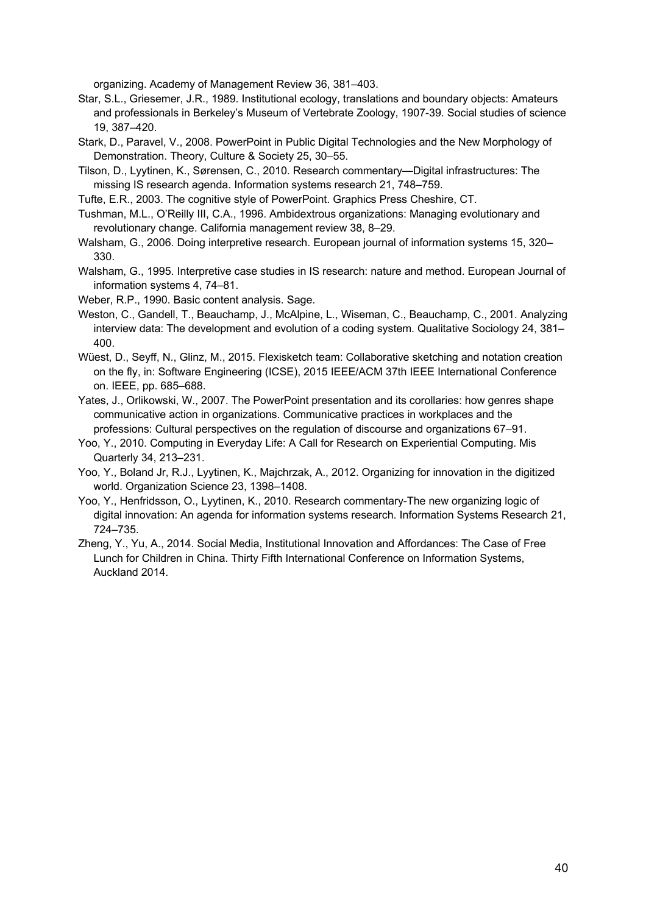organizing. Academy of Management Review 36, 381–403.

Star, S.L., Griesemer, J.R., 1989. Institutional ecology, translations and boundary objects: Amateurs and professionals in Berkeley's Museum of Vertebrate Zoology, 1907-39. Social studies of science 19, 387–420.

Stark, D., Paravel, V., 2008. PowerPoint in Public Digital Technologies and the New Morphology of Demonstration. Theory, Culture & Society 25, 30–55.

Tilson, D., Lyytinen, K., Sørensen, C., 2010. Research commentary—Digital infrastructures: The missing IS research agenda. Information systems research 21, 748–759.

Tufte, E.R., 2003. The cognitive style of PowerPoint. Graphics Press Cheshire, CT.

Tushman, M.L., O'Reilly III, C.A., 1996. Ambidextrous organizations: Managing evolutionary and revolutionary change. California management review 38, 8–29.

Walsham, G., 2006. Doing interpretive research. European journal of information systems 15, 320–330.

Walsham, G., 1995. Interpretive case studies in IS research: nature and method. European Journal of information systems 4, 74–81.

Weber, R.P., 1990. Basic content analysis. Sage.

Weston, C., Gandell, T., Beauchamp, J., McAlpine, L., Wiseman, C., Beauchamp, C., 2001. Analyzing interview data: The development and evolution of a coding system. Qualitative Sociology 24, 381–400.

Wüest, D., Seyff, N., Glinz, M., 2015. Flexisketch team: Collaborative sketching and notation creation on the fly, in: Software Engineering (ICSE), 2015 IEEE/ACM 37th IEEE International Conference on. IEEE, pp. 685–688.

Yates, J., Orlikowski, W., 2007. The PowerPoint presentation and its corollaries: how genres shape communicative action in organizations. Communicative practices in workplaces and the professions: Cultural perspectives on the regulation of discourse and organizations 67–91.

Yoo, Y., 2010. Computing in Everyday Life: A Call for Research on Experiential Computing. Mis Quarterly 34, 213–231.

Yoo, Y., Boland Jr, R.J., Lyytinen, K., Majchrzak, A., 2012. Organizing for innovation in the digitized world. Organization Science 23, 1398–1408.

Yoo, Y., Henfridsson, O., Lyytinen, K., 2010. Research commentary-The new organizing logic of digital innovation: An agenda for information systems research. Information Systems Research 21, 724–735.

Zheng, Y., Yu, A., 2014. Social Media, Institutional Innovation and Affordances: The Case of Free Lunch for Children in China. Thirty Fifth International Conference on Information Systems, Auckland 2014.